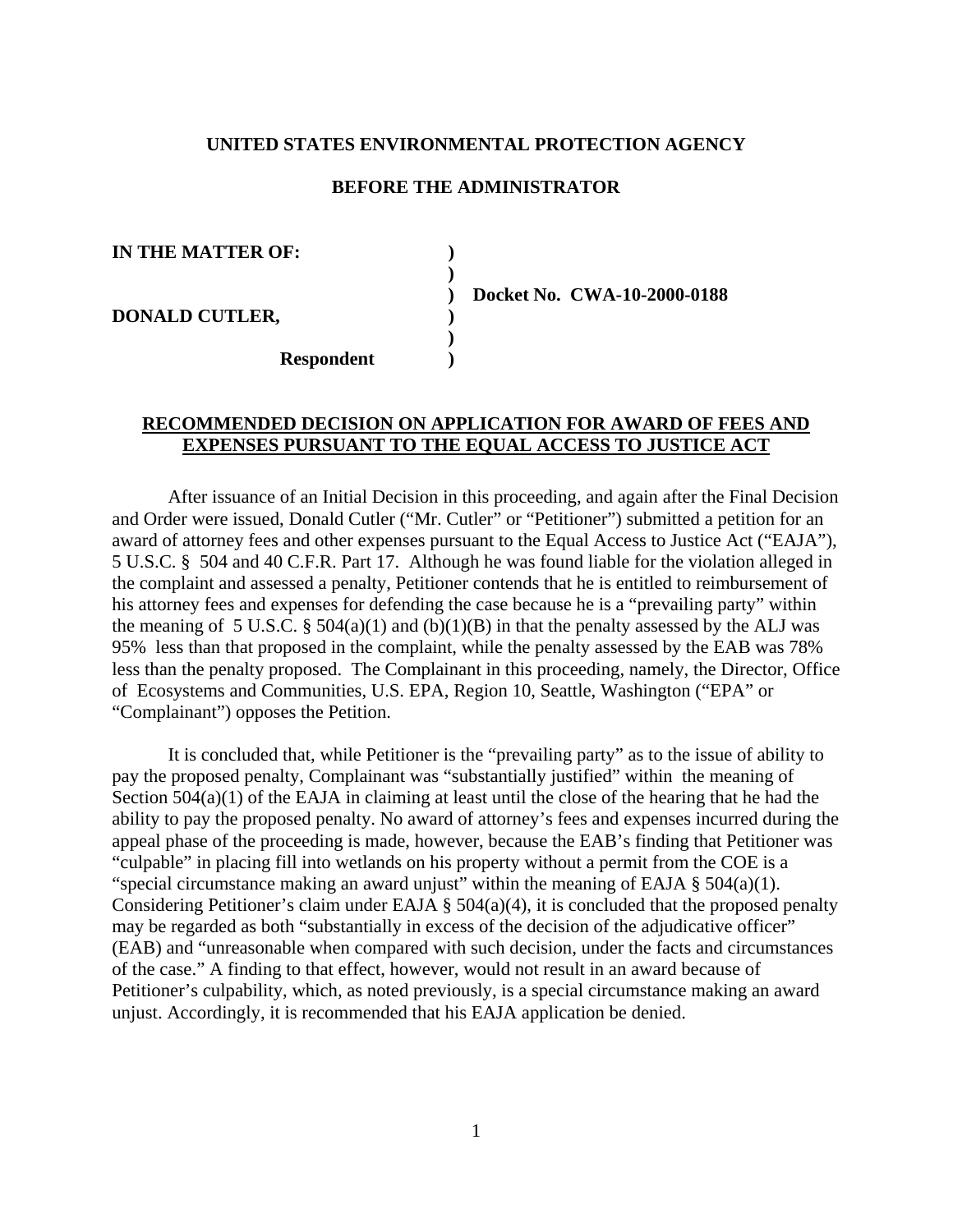**UNITED STATES ENVIRONMENTAL PROTECTION AGENCY**

**BEFORE THE ADMINISTRATOR**

| | | |
|---|---|---|
| **IN THE MATTER OF:** | **)** | |
| | **)** | |
| | **)** | **Docket No. CWA-10-2000-0188** |
| **DONALD CUTLER,** | **)** | |
| | **)** | |
| **Respondent** | **)** | |

**RECOMMENDED DECISION ON APPLICATION FOR AWARD OF FEES AND EXPENSES PURSUANT TO THE EQUAL ACCESS TO JUSTICE ACT**

After issuance of an Initial Decision in this proceeding, and again after the Final Decision and Order were issued, Donald Cutler ("Mr. Cutler" or "Petitioner") submitted a petition for an award of attorney fees and other expenses pursuant to the Equal Access to Justice Act ("EAJA"), 5 U.S.C. § 504 and 40 C.F.R. Part 17. Although he was found liable for the violation alleged in the complaint and assessed a penalty, Petitioner contends that he is entitled to reimbursement of his attorney fees and expenses for defending the case because he is a "prevailing party" within the meaning of 5 U.S.C. § 504(a)(1) and (b)(1)(B) in that the penalty assessed by the ALJ was 95% less than that proposed in the complaint, while the penalty assessed by the EAB was 78% less than the penalty proposed. The Complainant in this proceeding, namely, the Director, Office of Ecosystems and Communities, U.S. EPA, Region 10, Seattle, Washington ("EPA" or "Complainant") opposes the Petition.

It is concluded that, while Petitioner is the "prevailing party" as to the issue of ability to pay the proposed penalty, Complainant was "substantially justified" within the meaning of Section 504(a)(1) of the EAJA in claiming at least until the close of the hearing that he had the ability to pay the proposed penalty. No award of attorney's fees and expenses incurred during the appeal phase of the proceeding is made, however, because the EAB's finding that Petitioner was "culpable" in placing fill into wetlands on his property without a permit from the COE is a "special circumstance making an award unjust" within the meaning of EAJA § 504(a)(1). Considering Petitioner's claim under EAJA § 504(a)(4), it is concluded that the proposed penalty may be regarded as both "substantially in excess of the decision of the adjudicative officer" (EAB) and "unreasonable when compared with such decision, under the facts and circumstances of the case." A finding to that effect, however, would not result in an award because of Petitioner's culpability, which, as noted previously, is a special circumstance making an award unjust. Accordingly, it is recommended that his EAJA application be denied.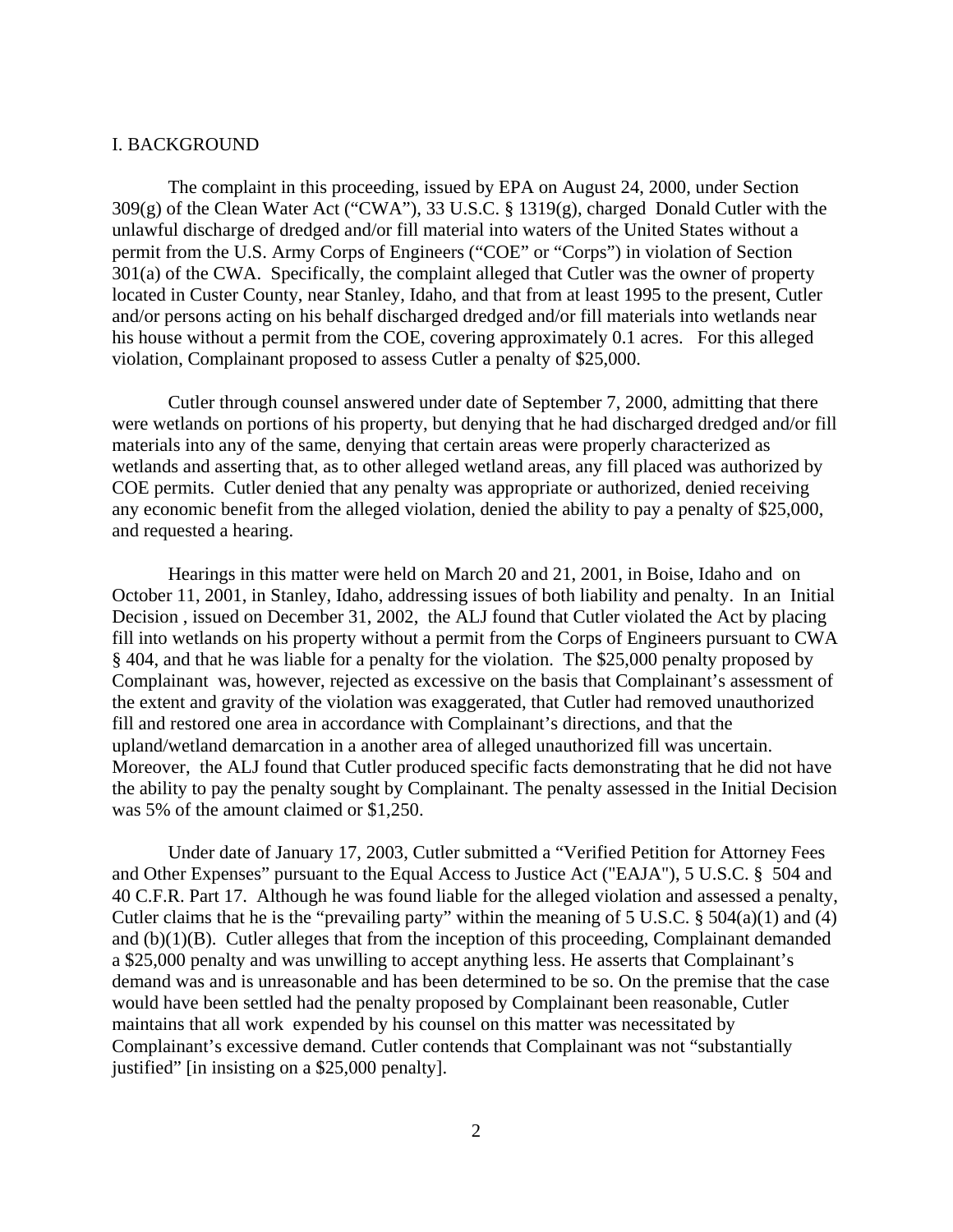## I. BACKGROUND

The complaint in this proceeding, issued by EPA on August 24, 2000, under Section 309(g) of the Clean Water Act ("CWA"), 33 U.S.C. § 1319(g), charged Donald Cutler with the unlawful discharge of dredged and/or fill material into waters of the United States without a permit from the U.S. Army Corps of Engineers ("COE" or "Corps") in violation of Section 301(a) of the CWA. Specifically, the complaint alleged that Cutler was the owner of property located in Custer County, near Stanley, Idaho, and that from at least 1995 to the present, Cutler and/or persons acting on his behalf discharged dredged and/or fill materials into wetlands near his house without a permit from the COE, covering approximately 0.1 acres. For this alleged violation, Complainant proposed to assess Cutler a penalty of $25,000.

Cutler through counsel answered under date of September 7, 2000, admitting that there were wetlands on portions of his property, but denying that he had discharged dredged and/or fill materials into any of the same, denying that certain areas were properly characterized as wetlands and asserting that, as to other alleged wetland areas, any fill placed was authorized by COE permits. Cutler denied that any penalty was appropriate or authorized, denied receiving any economic benefit from the alleged violation, denied the ability to pay a penalty of $25,000, and requested a hearing.

Hearings in this matter were held on March 20 and 21, 2001, in Boise, Idaho and on October 11, 2001, in Stanley, Idaho, addressing issues of both liability and penalty. In an Initial Decision , issued on December 31, 2002, the ALJ found that Cutler violated the Act by placing fill into wetlands on his property without a permit from the Corps of Engineers pursuant to CWA § 404, and that he was liable for a penalty for the violation. The $25,000 penalty proposed by Complainant was, however, rejected as excessive on the basis that Complainant's assessment of the extent and gravity of the violation was exaggerated, that Cutler had removed unauthorized fill and restored one area in accordance with Complainant's directions, and that the upland/wetland demarcation in a another area of alleged unauthorized fill was uncertain. Moreover, the ALJ found that Cutler produced specific facts demonstrating that he did not have the ability to pay the penalty sought by Complainant. The penalty assessed in the Initial Decision was 5% of the amount claimed or $1,250.

Under date of January 17, 2003, Cutler submitted a "Verified Petition for Attorney Fees and Other Expenses" pursuant to the Equal Access to Justice Act ("EAJA"), 5 U.S.C. § 504 and 40 C.F.R. Part 17. Although he was found liable for the alleged violation and assessed a penalty, Cutler claims that he is the "prevailing party" within the meaning of 5 U.S.C. § 504(a)(1) and (4) and (b)(1)(B). Cutler alleges that from the inception of this proceeding, Complainant demanded a $25,000 penalty and was unwilling to accept anything less. He asserts that Complainant's demand was and is unreasonable and has been determined to be so. On the premise that the case would have been settled had the penalty proposed by Complainant been reasonable, Cutler maintains that all work expended by his counsel on this matter was necessitated by Complainant's excessive demand. Cutler contends that Complainant was not "substantially justified" [in insisting on a $25,000 penalty].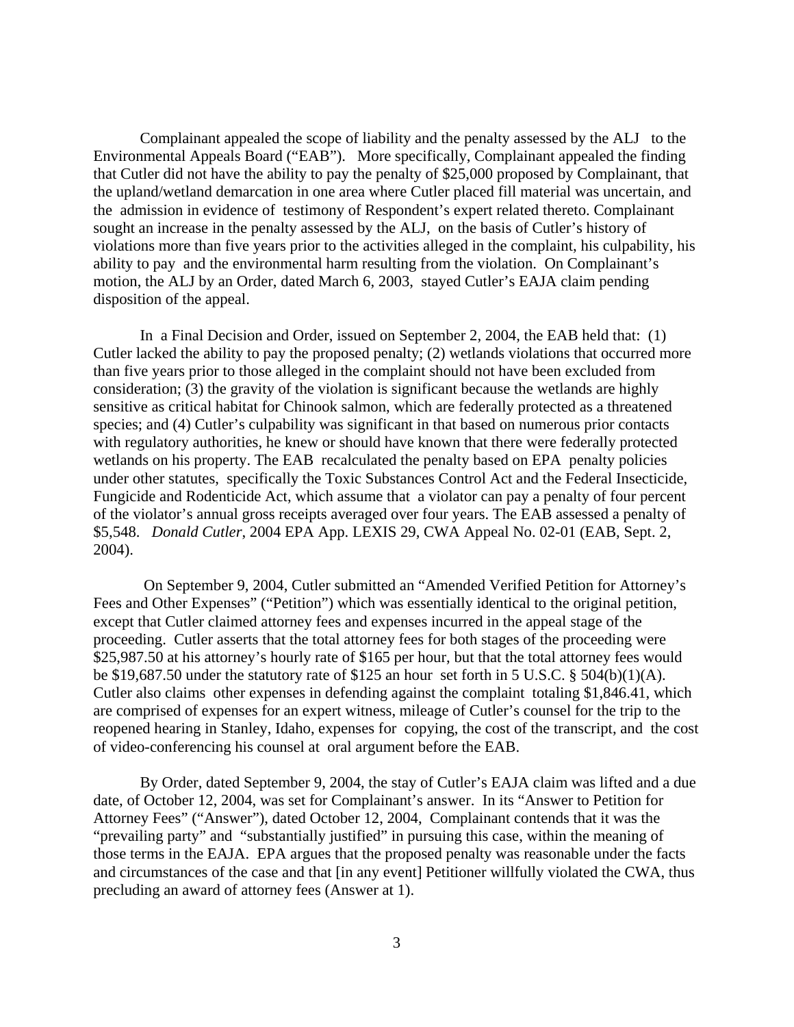Complainant appealed the scope of liability and the penalty assessed by the ALJ to the Environmental Appeals Board ("EAB"). More specifically, Complainant appealed the finding that Cutler did not have the ability to pay the penalty of $25,000 proposed by Complainant, that the upland/wetland demarcation in one area where Cutler placed fill material was uncertain, and the admission in evidence of testimony of Respondent's expert related thereto. Complainant sought an increase in the penalty assessed by the ALJ, on the basis of Cutler's history of violations more than five years prior to the activities alleged in the complaint, his culpability, his ability to pay and the environmental harm resulting from the violation. On Complainant's motion, the ALJ by an Order, dated March 6, 2003, stayed Cutler's EAJA claim pending disposition of the appeal.

In a Final Decision and Order, issued on September 2, 2004, the EAB held that: (1) Cutler lacked the ability to pay the proposed penalty; (2) wetlands violations that occurred more than five years prior to those alleged in the complaint should not have been excluded from consideration; (3) the gravity of the violation is significant because the wetlands are highly sensitive as critical habitat for Chinook salmon, which are federally protected as a threatened species; and (4) Cutler's culpability was significant in that based on numerous prior contacts with regulatory authorities, he knew or should have known that there were federally protected wetlands on his property. The EAB recalculated the penalty based on EPA penalty policies under other statutes, specifically the Toxic Substances Control Act and the Federal Insecticide, Fungicide and Rodenticide Act, which assume that a violator can pay a penalty of four percent of the violator's annual gross receipts averaged over four years. The EAB assessed a penalty of $5,548. *Donald Cutler*, 2004 EPA App. LEXIS 29, CWA Appeal No. 02-01 (EAB, Sept. 2, 2004).

On September 9, 2004, Cutler submitted an "Amended Verified Petition for Attorney's Fees and Other Expenses" ("Petition") which was essentially identical to the original petition, except that Cutler claimed attorney fees and expenses incurred in the appeal stage of the proceeding. Cutler asserts that the total attorney fees for both stages of the proceeding were $25,987.50 at his attorney's hourly rate of $165 per hour, but that the total attorney fees would be $19,687.50 under the statutory rate of $125 an hour set forth in 5 U.S.C. § 504(b)(1)(A). Cutler also claims other expenses in defending against the complaint totaling $1,846.41, which are comprised of expenses for an expert witness, mileage of Cutler's counsel for the trip to the reopened hearing in Stanley, Idaho, expenses for copying, the cost of the transcript, and the cost of video-conferencing his counsel at oral argument before the EAB.

By Order, dated September 9, 2004, the stay of Cutler's EAJA claim was lifted and a due date, of October 12, 2004, was set for Complainant's answer. In its "Answer to Petition for Attorney Fees" ("Answer"), dated October 12, 2004, Complainant contends that it was the "prevailing party" and "substantially justified" in pursuing this case, within the meaning of those terms in the EAJA. EPA argues that the proposed penalty was reasonable under the facts and circumstances of the case and that [in any event] Petitioner willfully violated the CWA, thus precluding an award of attorney fees (Answer at 1).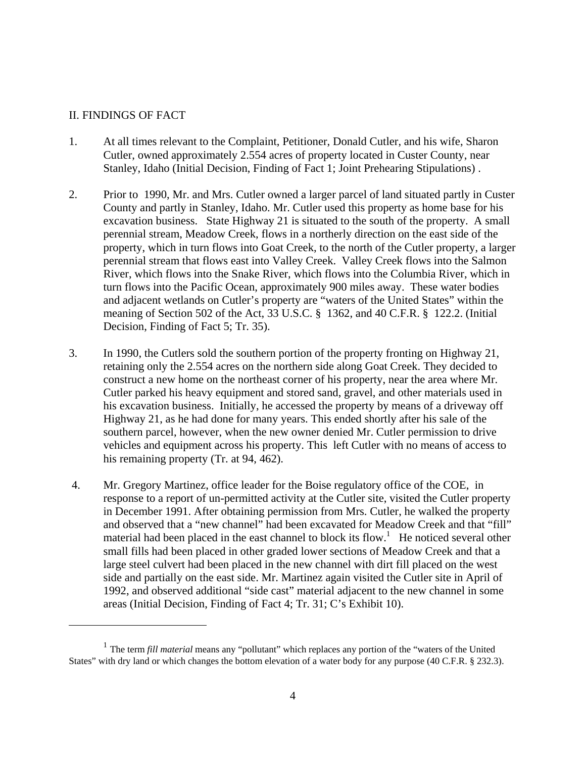## II. FINDINGS OF FACT

1. At all times relevant to the Complaint, Petitioner, Donald Cutler, and his wife, Sharon Cutler, owned approximately 2.554 acres of property located in Custer County, near Stanley, Idaho (Initial Decision, Finding of Fact 1; Joint Prehearing Stipulations) .

2. Prior to 1990, Mr. and Mrs. Cutler owned a larger parcel of land situated partly in Custer County and partly in Stanley, Idaho. Mr. Cutler used this property as home base for his excavation business. State Highway 21 is situated to the south of the property. A small perennial stream, Meadow Creek, flows in a northerly direction on the east side of the property, which in turn flows into Goat Creek, to the north of the Cutler property, a larger perennial stream that flows east into Valley Creek. Valley Creek flows into the Salmon River, which flows into the Snake River, which flows into the Columbia River, which in turn flows into the Pacific Ocean, approximately 900 miles away. These water bodies and adjacent wetlands on Cutler's property are "waters of the United States" within the meaning of Section 502 of the Act, 33 U.S.C. § 1362, and 40 C.F.R. § 122.2. (Initial Decision, Finding of Fact 5; Tr. 35).

3. In 1990, the Cutlers sold the southern portion of the property fronting on Highway 21, retaining only the 2.554 acres on the northern side along Goat Creek. They decided to construct a new home on the northeast corner of his property, near the area where Mr. Cutler parked his heavy equipment and stored sand, gravel, and other materials used in his excavation business. Initially, he accessed the property by means of a driveway off Highway 21, as he had done for many years. This ended shortly after his sale of the southern parcel, however, when the new owner denied Mr. Cutler permission to drive vehicles and equipment across his property. This left Cutler with no means of access to his remaining property (Tr. at 94, 462).

4. Mr. Gregory Martinez, office leader for the Boise regulatory office of the COE, in response to a report of un-permitted activity at the Cutler site, visited the Cutler property in December 1991. After obtaining permission from Mrs. Cutler, he walked the property and observed that a "new channel" had been excavated for Meadow Creek and that "fill" material had been placed in the east channel to block its flow.[1] He noticed several other small fills had been placed in other graded lower sections of Meadow Creek and that a large steel culvert had been placed in the new channel with dirt fill placed on the west side and partially on the east side. Mr. Martinez again visited the Cutler site in April of 1992, and observed additional "side cast" material adjacent to the new channel in some areas (Initial Decision, Finding of Fact 4; Tr. 31; C's Exhibit 10).

---

[1] The term *fill material* means any "pollutant" which replaces any portion of the "waters of the United States" with dry land or which changes the bottom elevation of a water body for any purpose (40 C.F.R. § 232.3).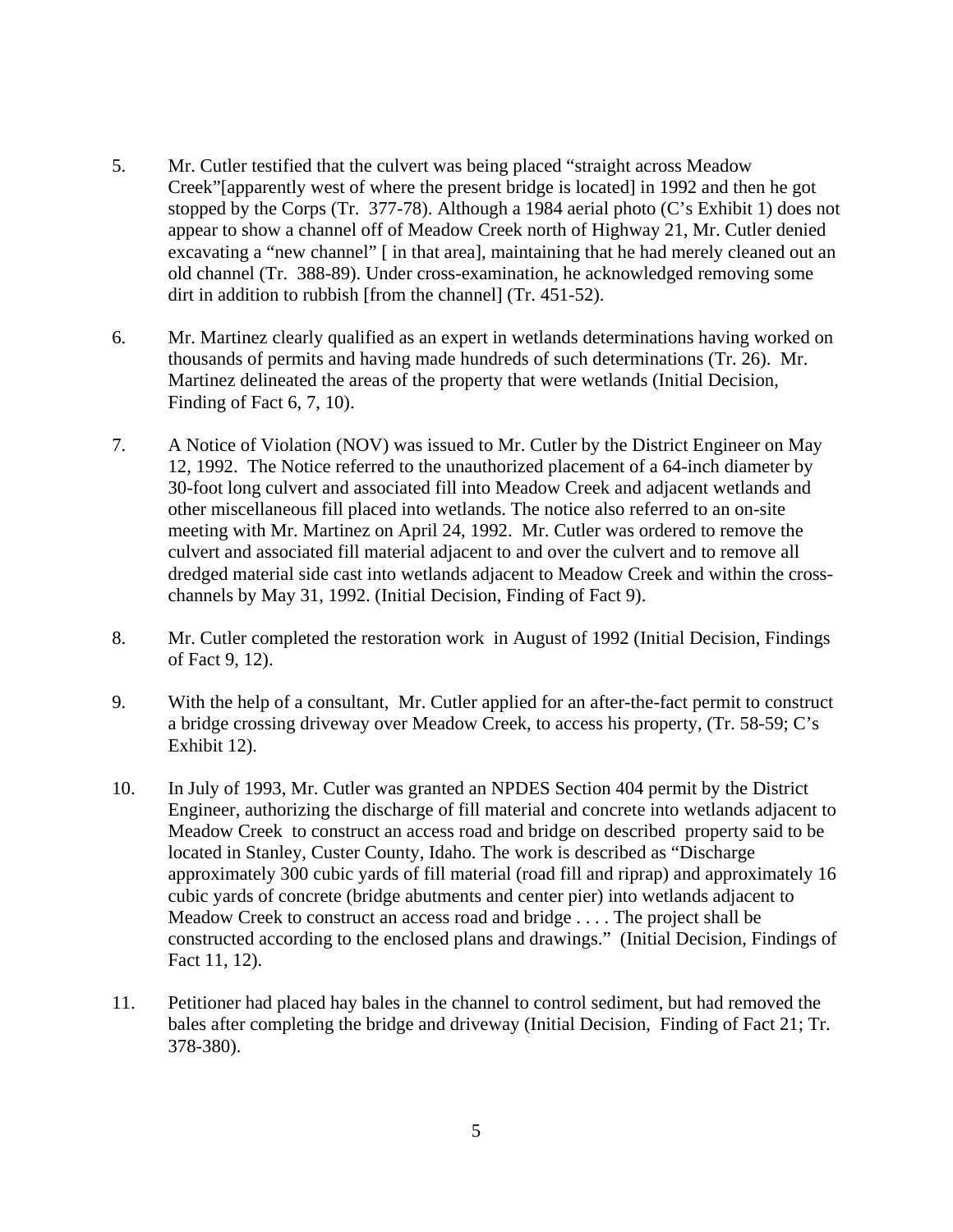5. Mr. Cutler testified that the culvert was being placed "straight across Meadow Creek"[apparently west of where the present bridge is located] in 1992 and then he got stopped by the Corps (Tr. 377-78). Although a 1984 aerial photo (C's Exhibit 1) does not appear to show a channel off of Meadow Creek north of Highway 21, Mr. Cutler denied excavating a "new channel" [ in that area], maintaining that he had merely cleaned out an old channel (Tr. 388-89). Under cross-examination, he acknowledged removing some dirt in addition to rubbish [from the channel] (Tr. 451-52).

6. Mr. Martinez clearly qualified as an expert in wetlands determinations having worked on thousands of permits and having made hundreds of such determinations (Tr. 26). Mr. Martinez delineated the areas of the property that were wetlands (Initial Decision, Finding of Fact 6, 7, 10).

7. A Notice of Violation (NOV) was issued to Mr. Cutler by the District Engineer on May 12, 1992. The Notice referred to the unauthorized placement of a 64-inch diameter by 30-foot long culvert and associated fill into Meadow Creek and adjacent wetlands and other miscellaneous fill placed into wetlands. The notice also referred to an on-site meeting with Mr. Martinez on April 24, 1992. Mr. Cutler was ordered to remove the culvert and associated fill material adjacent to and over the culvert and to remove all dredged material side cast into wetlands adjacent to Meadow Creek and within the cross-channels by May 31, 1992. (Initial Decision, Finding of Fact 9).

8. Mr. Cutler completed the restoration work in August of 1992 (Initial Decision, Findings of Fact 9, 12).

9. With the help of a consultant, Mr. Cutler applied for an after-the-fact permit to construct a bridge crossing driveway over Meadow Creek, to access his property, (Tr. 58-59; C's Exhibit 12).

10. In July of 1993, Mr. Cutler was granted an NPDES Section 404 permit by the District Engineer, authorizing the discharge of fill material and concrete into wetlands adjacent to Meadow Creek to construct an access road and bridge on described property said to be located in Stanley, Custer County, Idaho. The work is described as "Discharge approximately 300 cubic yards of fill material (road fill and riprap) and approximately 16 cubic yards of concrete (bridge abutments and center pier) into wetlands adjacent to Meadow Creek to construct an access road and bridge . . . . The project shall be constructed according to the enclosed plans and drawings." (Initial Decision, Findings of Fact 11, 12).

11. Petitioner had placed hay bales in the channel to control sediment, but had removed the bales after completing the bridge and driveway (Initial Decision, Finding of Fact 21; Tr. 378-380).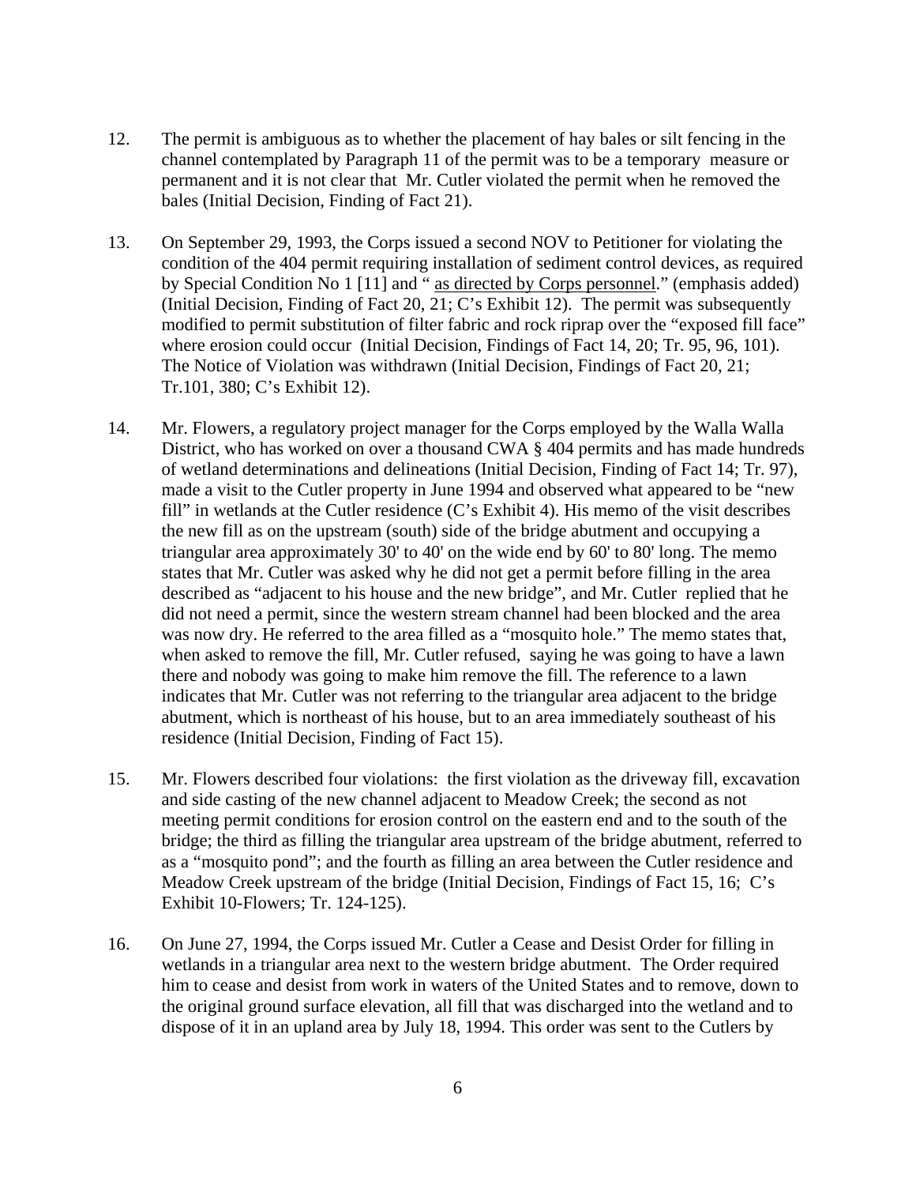12. The permit is ambiguous as to whether the placement of hay bales or silt fencing in the channel contemplated by Paragraph 11 of the permit was to be a temporary measure or permanent and it is not clear that Mr. Cutler violated the permit when he removed the bales (Initial Decision, Finding of Fact 21).

13. On September 29, 1993, the Corps issued a second NOV to Petitioner for violating the condition of the 404 permit requiring installation of sediment control devices, as required by Special Condition No 1 [11] and " <u>as directed by Corps personnel</u>." (emphasis added) (Initial Decision, Finding of Fact 20, 21; C's Exhibit 12). The permit was subsequently modified to permit substitution of filter fabric and rock riprap over the "exposed fill face" where erosion could occur (Initial Decision, Findings of Fact 14, 20; Tr. 95, 96, 101). The Notice of Violation was withdrawn (Initial Decision, Findings of Fact 20, 21; Tr.101, 380; C's Exhibit 12).

14. Mr. Flowers, a regulatory project manager for the Corps employed by the Walla Walla District, who has worked on over a thousand CWA § 404 permits and has made hundreds of wetland determinations and delineations (Initial Decision, Finding of Fact 14; Tr. 97), made a visit to the Cutler property in June 1994 and observed what appeared to be "new fill" in wetlands at the Cutler residence (C's Exhibit 4). His memo of the visit describes the new fill as on the upstream (south) side of the bridge abutment and occupying a triangular area approximately 30' to 40' on the wide end by 60' to 80' long. The memo states that Mr. Cutler was asked why he did not get a permit before filling in the area described as "adjacent to his house and the new bridge", and Mr. Cutler replied that he did not need a permit, since the western stream channel had been blocked and the area was now dry. He referred to the area filled as a "mosquito hole." The memo states that, when asked to remove the fill, Mr. Cutler refused, saying he was going to have a lawn there and nobody was going to make him remove the fill. The reference to a lawn indicates that Mr. Cutler was not referring to the triangular area adjacent to the bridge abutment, which is northeast of his house, but to an area immediately southeast of his residence (Initial Decision, Finding of Fact 15).

15. Mr. Flowers described four violations: the first violation as the driveway fill, excavation and side casting of the new channel adjacent to Meadow Creek; the second as not meeting permit conditions for erosion control on the eastern end and to the south of the bridge; the third as filling the triangular area upstream of the bridge abutment, referred to as a "mosquito pond"; and the fourth as filling an area between the Cutler residence and Meadow Creek upstream of the bridge (Initial Decision, Findings of Fact 15, 16; C's Exhibit 10-Flowers; Tr. 124-125).

16. On June 27, 1994, the Corps issued Mr. Cutler a Cease and Desist Order for filling in wetlands in a triangular area next to the western bridge abutment. The Order required him to cease and desist from work in waters of the United States and to remove, down to the original ground surface elevation, all fill that was discharged into the wetland and to dispose of it in an upland area by July 18, 1994. This order was sent to the Cutlers by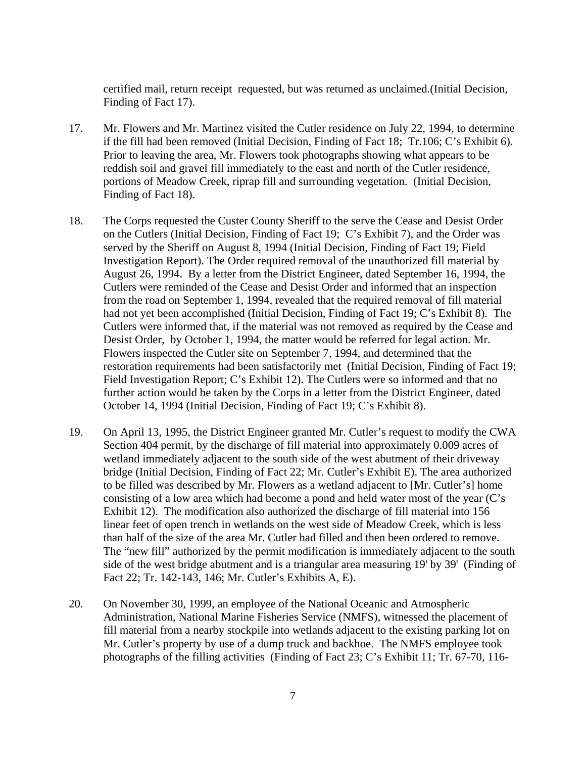certified mail, return receipt requested, but was returned as unclaimed.(Initial Decision, Finding of Fact 17).

17. Mr. Flowers and Mr. Martinez visited the Cutler residence on July 22, 1994, to determine if the fill had been removed (Initial Decision, Finding of Fact 18; Tr.106; C's Exhibit 6). Prior to leaving the area, Mr. Flowers took photographs showing what appears to be reddish soil and gravel fill immediately to the east and north of the Cutler residence, portions of Meadow Creek, riprap fill and surrounding vegetation. (Initial Decision, Finding of Fact 18).

18. The Corps requested the Custer County Sheriff to the serve the Cease and Desist Order on the Cutlers (Initial Decision, Finding of Fact 19; C's Exhibit 7), and the Order was served by the Sheriff on August 8, 1994 (Initial Decision, Finding of Fact 19; Field Investigation Report). The Order required removal of the unauthorized fill material by August 26, 1994. By a letter from the District Engineer, dated September 16, 1994, the Cutlers were reminded of the Cease and Desist Order and informed that an inspection from the road on September 1, 1994, revealed that the required removal of fill material had not yet been accomplished (Initial Decision, Finding of Fact 19; C's Exhibit 8). The Cutlers were informed that, if the material was not removed as required by the Cease and Desist Order, by October 1, 1994, the matter would be referred for legal action. Mr. Flowers inspected the Cutler site on September 7, 1994, and determined that the restoration requirements had been satisfactorily met (Initial Decision, Finding of Fact 19; Field Investigation Report; C's Exhibit 12). The Cutlers were so informed and that no further action would be taken by the Corps in a letter from the District Engineer, dated October 14, 1994 (Initial Decision, Finding of Fact 19; C's Exhibit 8).

19. On April 13, 1995, the District Engineer granted Mr. Cutler's request to modify the CWA Section 404 permit, by the discharge of fill material into approximately 0.009 acres of wetland immediately adjacent to the south side of the west abutment of their driveway bridge (Initial Decision, Finding of Fact 22; Mr. Cutler's Exhibit E). The area authorized to be filled was described by Mr. Flowers as a wetland adjacent to [Mr. Cutler's] home consisting of a low area which had become a pond and held water most of the year (C's Exhibit 12). The modification also authorized the discharge of fill material into 156 linear feet of open trench in wetlands on the west side of Meadow Creek, which is less than half of the size of the area Mr. Cutler had filled and then been ordered to remove. The "new fill" authorized by the permit modification is immediately adjacent to the south side of the west bridge abutment and is a triangular area measuring 19' by 39' (Finding of Fact 22; Tr. 142-143, 146; Mr. Cutler's Exhibits A, E).

20. On November 30, 1999, an employee of the National Oceanic and Atmospheric Administration, National Marine Fisheries Service (NMFS), witnessed the placement of fill material from a nearby stockpile into wetlands adjacent to the existing parking lot on Mr. Cutler's property by use of a dump truck and backhoe. The NMFS employee took photographs of the filling activities (Finding of Fact 23; C's Exhibit 11; Tr. 67-70, 116-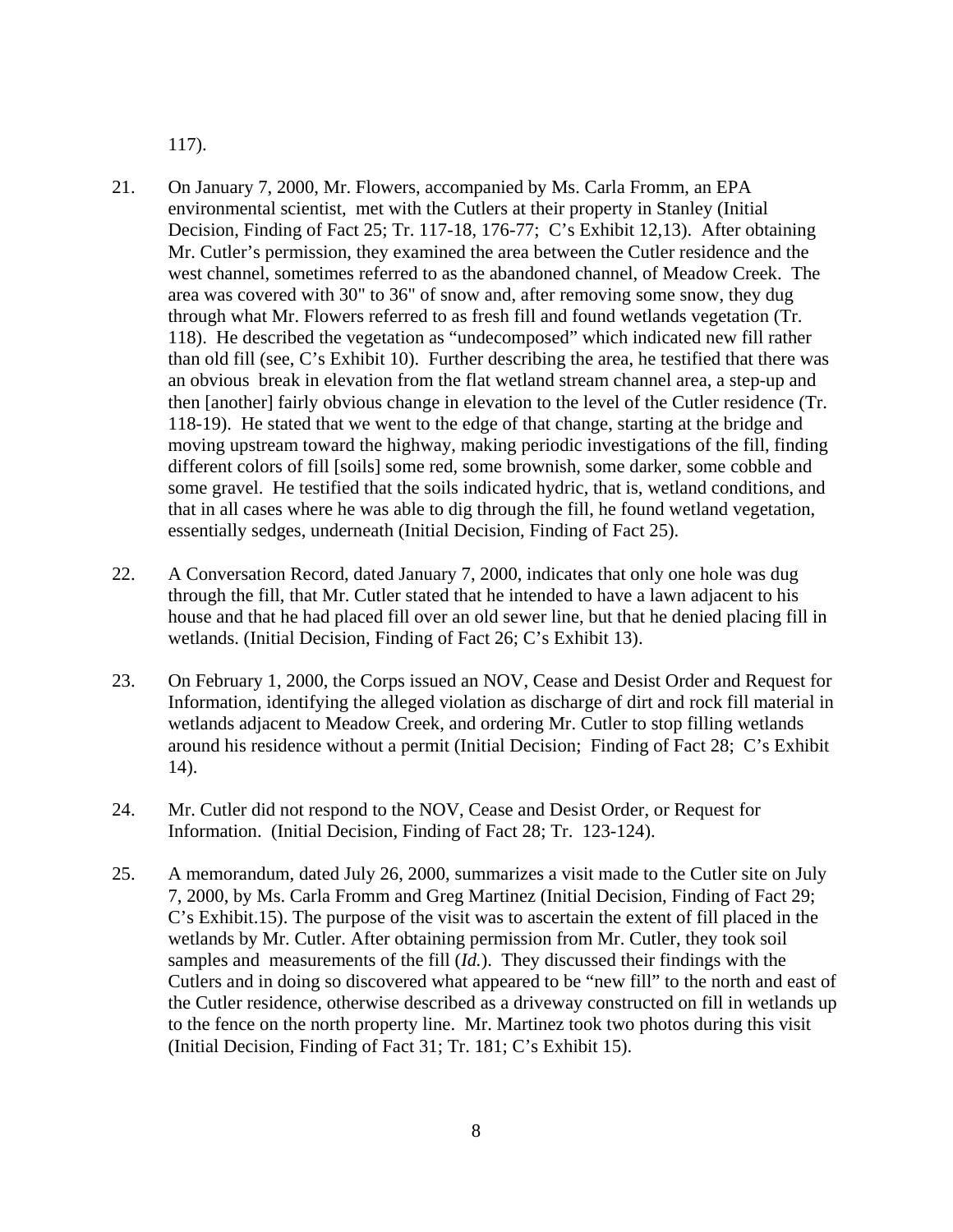117).

21. On January 7, 2000, Mr. Flowers, accompanied by Ms. Carla Fromm, an EPA environmental scientist, met with the Cutlers at their property in Stanley (Initial Decision, Finding of Fact 25; Tr. 117-18, 176-77; C's Exhibit 12,13). After obtaining Mr. Cutler's permission, they examined the area between the Cutler residence and the west channel, sometimes referred to as the abandoned channel, of Meadow Creek. The area was covered with 30" to 36" of snow and, after removing some snow, they dug through what Mr. Flowers referred to as fresh fill and found wetlands vegetation (Tr. 118). He described the vegetation as "undecomposed" which indicated new fill rather than old fill (see, C's Exhibit 10). Further describing the area, he testified that there was an obvious break in elevation from the flat wetland stream channel area, a step-up and then [another] fairly obvious change in elevation to the level of the Cutler residence (Tr. 118-19). He stated that we went to the edge of that change, starting at the bridge and moving upstream toward the highway, making periodic investigations of the fill, finding different colors of fill [soils] some red, some brownish, some darker, some cobble and some gravel. He testified that the soils indicated hydric, that is, wetland conditions, and that in all cases where he was able to dig through the fill, he found wetland vegetation, essentially sedges, underneath (Initial Decision, Finding of Fact 25).

22. A Conversation Record, dated January 7, 2000, indicates that only one hole was dug through the fill, that Mr. Cutler stated that he intended to have a lawn adjacent to his house and that he had placed fill over an old sewer line, but that he denied placing fill in wetlands. (Initial Decision, Finding of Fact 26; C's Exhibit 13).

23. On February 1, 2000, the Corps issued an NOV, Cease and Desist Order and Request for Information, identifying the alleged violation as discharge of dirt and rock fill material in wetlands adjacent to Meadow Creek, and ordering Mr. Cutler to stop filling wetlands around his residence without a permit (Initial Decision; Finding of Fact 28; C's Exhibit 14).

24. Mr. Cutler did not respond to the NOV, Cease and Desist Order, or Request for Information. (Initial Decision, Finding of Fact 28; Tr. 123-124).

25. A memorandum, dated July 26, 2000, summarizes a visit made to the Cutler site on July 7, 2000, by Ms. Carla Fromm and Greg Martinez (Initial Decision, Finding of Fact 29; C's Exhibit.15). The purpose of the visit was to ascertain the extent of fill placed in the wetlands by Mr. Cutler. After obtaining permission from Mr. Cutler, they took soil samples and measurements of the fill (*Id.*). They discussed their findings with the Cutlers and in doing so discovered what appeared to be "new fill" to the north and east of the Cutler residence, otherwise described as a driveway constructed on fill in wetlands up to the fence on the north property line. Mr. Martinez took two photos during this visit (Initial Decision, Finding of Fact 31; Tr. 181; C's Exhibit 15).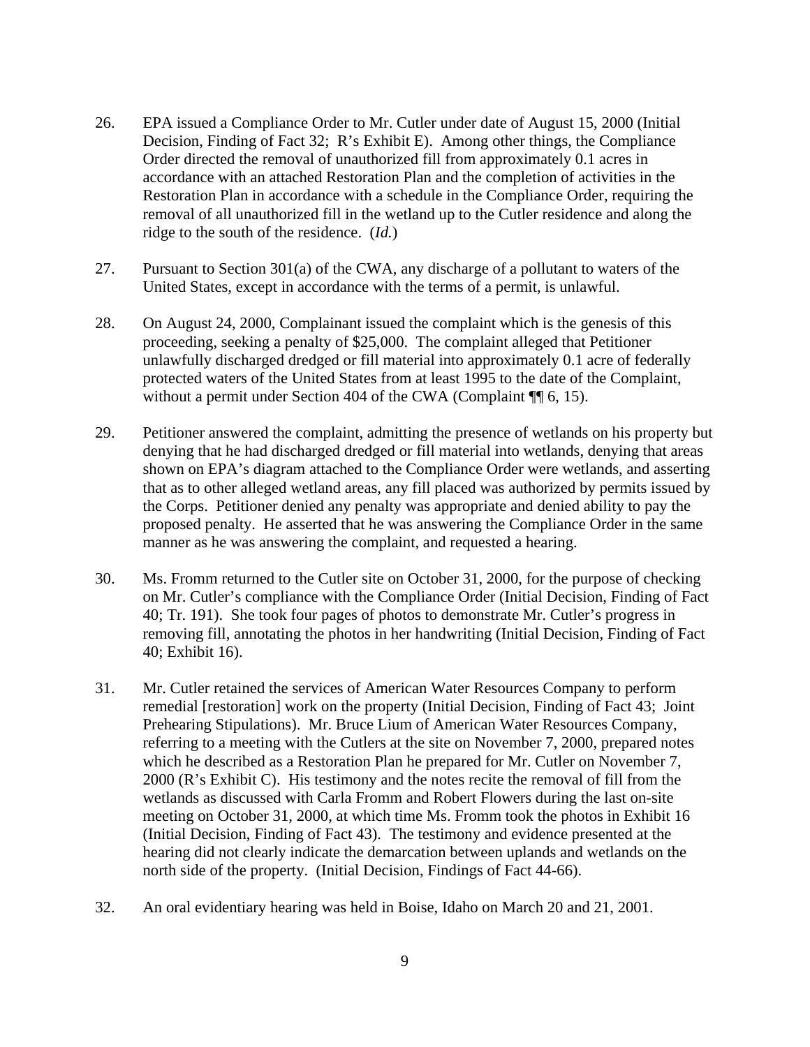26. EPA issued a Compliance Order to Mr. Cutler under date of August 15, 2000 (Initial Decision, Finding of Fact 32; R's Exhibit E). Among other things, the Compliance Order directed the removal of unauthorized fill from approximately 0.1 acres in accordance with an attached Restoration Plan and the completion of activities in the Restoration Plan in accordance with a schedule in the Compliance Order, requiring the removal of all unauthorized fill in the wetland up to the Cutler residence and along the ridge to the south of the residence. (*Id.*)

27. Pursuant to Section 301(a) of the CWA, any discharge of a pollutant to waters of the United States, except in accordance with the terms of a permit, is unlawful.

28. On August 24, 2000, Complainant issued the complaint which is the genesis of this proceeding, seeking a penalty of $25,000. The complaint alleged that Petitioner unlawfully discharged dredged or fill material into approximately 0.1 acre of federally protected waters of the United States from at least 1995 to the date of the Complaint, without a permit under Section 404 of the CWA (Complaint ¶¶ 6, 15).

29. Petitioner answered the complaint, admitting the presence of wetlands on his property but denying that he had discharged dredged or fill material into wetlands, denying that areas shown on EPA's diagram attached to the Compliance Order were wetlands, and asserting that as to other alleged wetland areas, any fill placed was authorized by permits issued by the Corps. Petitioner denied any penalty was appropriate and denied ability to pay the proposed penalty. He asserted that he was answering the Compliance Order in the same manner as he was answering the complaint, and requested a hearing.

30. Ms. Fromm returned to the Cutler site on October 31, 2000, for the purpose of checking on Mr. Cutler's compliance with the Compliance Order (Initial Decision, Finding of Fact 40; Tr. 191). She took four pages of photos to demonstrate Mr. Cutler's progress in removing fill, annotating the photos in her handwriting (Initial Decision, Finding of Fact 40; Exhibit 16).

31. Mr. Cutler retained the services of American Water Resources Company to perform remedial [restoration] work on the property (Initial Decision, Finding of Fact 43; Joint Prehearing Stipulations). Mr. Bruce Lium of American Water Resources Company, referring to a meeting with the Cutlers at the site on November 7, 2000, prepared notes which he described as a Restoration Plan he prepared for Mr. Cutler on November 7, 2000 (R's Exhibit C). His testimony and the notes recite the removal of fill from the wetlands as discussed with Carla Fromm and Robert Flowers during the last on-site meeting on October 31, 2000, at which time Ms. Fromm took the photos in Exhibit 16 (Initial Decision, Finding of Fact 43). The testimony and evidence presented at the hearing did not clearly indicate the demarcation between uplands and wetlands on the north side of the property. (Initial Decision, Findings of Fact 44-66).

32. An oral evidentiary hearing was held in Boise, Idaho on March 20 and 21, 2001.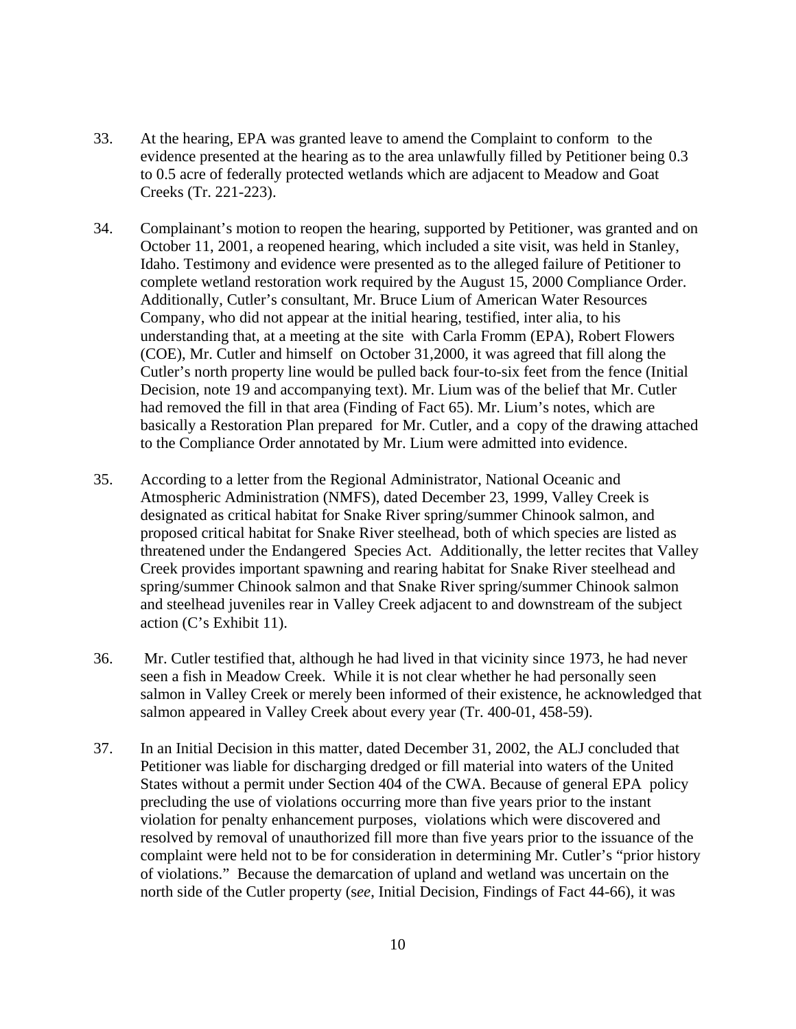33. At the hearing, EPA was granted leave to amend the Complaint to conform to the evidence presented at the hearing as to the area unlawfully filled by Petitioner being 0.3 to 0.5 acre of federally protected wetlands which are adjacent to Meadow and Goat Creeks (Tr. 221-223).

34. Complainant's motion to reopen the hearing, supported by Petitioner, was granted and on October 11, 2001, a reopened hearing, which included a site visit, was held in Stanley, Idaho. Testimony and evidence were presented as to the alleged failure of Petitioner to complete wetland restoration work required by the August 15, 2000 Compliance Order. Additionally, Cutler's consultant, Mr. Bruce Lium of American Water Resources Company, who did not appear at the initial hearing, testified, inter alia, to his understanding that, at a meeting at the site with Carla Fromm (EPA), Robert Flowers (COE), Mr. Cutler and himself on October 31,2000, it was agreed that fill along the Cutler's north property line would be pulled back four-to-six feet from the fence (Initial Decision, note 19 and accompanying text). Mr. Lium was of the belief that Mr. Cutler had removed the fill in that area (Finding of Fact 65). Mr. Lium's notes, which are basically a Restoration Plan prepared for Mr. Cutler, and a copy of the drawing attached to the Compliance Order annotated by Mr. Lium were admitted into evidence.

35. According to a letter from the Regional Administrator, National Oceanic and Atmospheric Administration (NMFS), dated December 23, 1999, Valley Creek is designated as critical habitat for Snake River spring/summer Chinook salmon, and proposed critical habitat for Snake River steelhead, both of which species are listed as threatened under the Endangered Species Act. Additionally, the letter recites that Valley Creek provides important spawning and rearing habitat for Snake River steelhead and spring/summer Chinook salmon and that Snake River spring/summer Chinook salmon and steelhead juveniles rear in Valley Creek adjacent to and downstream of the subject action (C's Exhibit 11).

36. Mr. Cutler testified that, although he had lived in that vicinity since 1973, he had never seen a fish in Meadow Creek. While it is not clear whether he had personally seen salmon in Valley Creek or merely been informed of their existence, he acknowledged that salmon appeared in Valley Creek about every year (Tr. 400-01, 458-59).

37. In an Initial Decision in this matter, dated December 31, 2002, the ALJ concluded that Petitioner was liable for discharging dredged or fill material into waters of the United States without a permit under Section 404 of the CWA. Because of general EPA policy precluding the use of violations occurring more than five years prior to the instant violation for penalty enhancement purposes, violations which were discovered and resolved by removal of unauthorized fill more than five years prior to the issuance of the complaint were held not to be for consideration in determining Mr. Cutler's "prior history of violations." Because the demarcation of upland and wetland was uncertain on the north side of the Cutler property (*see*, Initial Decision, Findings of Fact 44-66), it was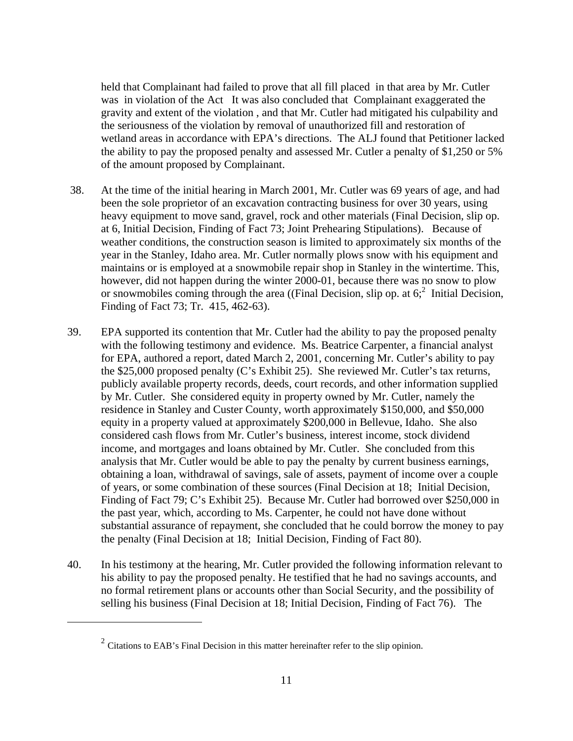held that Complainant had failed to prove that all fill placed in that area by Mr. Cutler was in violation of the Act It was also concluded that Complainant exaggerated the gravity and extent of the violation , and that Mr. Cutler had mitigated his culpability and the seriousness of the violation by removal of unauthorized fill and restoration of wetland areas in accordance with EPA's directions. The ALJ found that Petitioner lacked the ability to pay the proposed penalty and assessed Mr. Cutler a penalty of $1,250 or 5% of the amount proposed by Complainant.

38. At the time of the initial hearing in March 2001, Mr. Cutler was 69 years of age, and had been the sole proprietor of an excavation contracting business for over 30 years, using heavy equipment to move sand, gravel, rock and other materials (Final Decision, slip op. at 6, Initial Decision, Finding of Fact 73; Joint Prehearing Stipulations). Because of weather conditions, the construction season is limited to approximately six months of the year in the Stanley, Idaho area. Mr. Cutler normally plows snow with his equipment and maintains or is employed at a snowmobile repair shop in Stanley in the wintertime. This, however, did not happen during the winter 2000-01, because there was no snow to plow or snowmobiles coming through the area ((Final Decision, slip op. at 6;[2] Initial Decision, Finding of Fact 73; Tr. 415, 462-63).

39. EPA supported its contention that Mr. Cutler had the ability to pay the proposed penalty with the following testimony and evidence. Ms. Beatrice Carpenter, a financial analyst for EPA, authored a report, dated March 2, 2001, concerning Mr. Cutler's ability to pay the $25,000 proposed penalty (C's Exhibit 25). She reviewed Mr. Cutler's tax returns, publicly available property records, deeds, court records, and other information supplied by Mr. Cutler. She considered equity in property owned by Mr. Cutler, namely the residence in Stanley and Custer County, worth approximately $150,000, and $50,000 equity in a property valued at approximately $200,000 in Bellevue, Idaho. She also considered cash flows from Mr. Cutler's business, interest income, stock dividend income, and mortgages and loans obtained by Mr. Cutler. She concluded from this analysis that Mr. Cutler would be able to pay the penalty by current business earnings, obtaining a loan, withdrawal of savings, sale of assets, payment of income over a couple of years, or some combination of these sources (Final Decision at 18; Initial Decision, Finding of Fact 79; C's Exhibit 25). Because Mr. Cutler had borrowed over $250,000 in the past year, which, according to Ms. Carpenter, he could not have done without substantial assurance of repayment, she concluded that he could borrow the money to pay the penalty (Final Decision at 18; Initial Decision, Finding of Fact 80).

40. In his testimony at the hearing, Mr. Cutler provided the following information relevant to his ability to pay the proposed penalty. He testified that he had no savings accounts, and no formal retirement plans or accounts other than Social Security, and the possibility of selling his business (Final Decision at 18; Initial Decision, Finding of Fact 76). The

[2] Citations to EAB's Final Decision in this matter hereinafter refer to the slip opinion.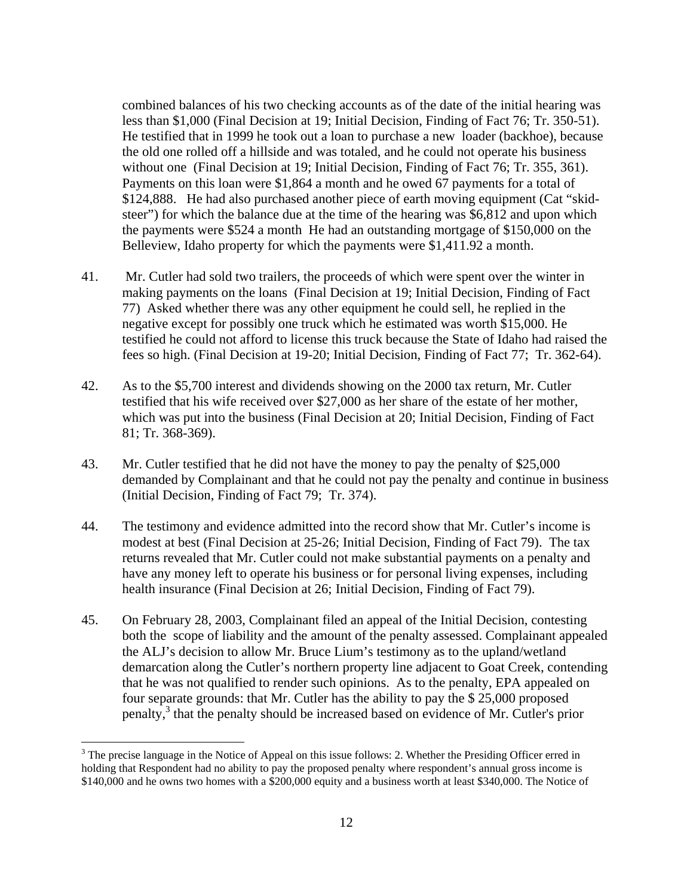combined balances of his two checking accounts as of the date of the initial hearing was less than $1,000 (Final Decision at 19; Initial Decision, Finding of Fact 76; Tr. 350-51). He testified that in 1999 he took out a loan to purchase a new loader (backhoe), because the old one rolled off a hillside and was totaled, and he could not operate his business without one (Final Decision at 19; Initial Decision, Finding of Fact 76; Tr. 355, 361). Payments on this loan were $1,864 a month and he owed 67 payments for a total of $124,888. He had also purchased another piece of earth moving equipment (Cat "skid-steer") for which the balance due at the time of the hearing was $6,812 and upon which the payments were $524 a month He had an outstanding mortgage of $150,000 on the Belleview, Idaho property for which the payments were $1,411.92 a month.

41. Mr. Cutler had sold two trailers, the proceeds of which were spent over the winter in making payments on the loans (Final Decision at 19; Initial Decision, Finding of Fact 77) Asked whether there was any other equipment he could sell, he replied in the negative except for possibly one truck which he estimated was worth $15,000. He testified he could not afford to license this truck because the State of Idaho had raised the fees so high. (Final Decision at 19-20; Initial Decision, Finding of Fact 77; Tr. 362-64).

42. As to the $5,700 interest and dividends showing on the 2000 tax return, Mr. Cutler testified that his wife received over $27,000 as her share of the estate of her mother, which was put into the business (Final Decision at 20; Initial Decision, Finding of Fact 81; Tr. 368-369).

43. Mr. Cutler testified that he did not have the money to pay the penalty of $25,000 demanded by Complainant and that he could not pay the penalty and continue in business (Initial Decision, Finding of Fact 79; Tr. 374).

44. The testimony and evidence admitted into the record show that Mr. Cutler's income is modest at best (Final Decision at 25-26; Initial Decision, Finding of Fact 79). The tax returns revealed that Mr. Cutler could not make substantial payments on a penalty and have any money left to operate his business or for personal living expenses, including health insurance (Final Decision at 26; Initial Decision, Finding of Fact 79).

45. On February 28, 2003, Complainant filed an appeal of the Initial Decision, contesting both the scope of liability and the amount of the penalty assessed. Complainant appealed the ALJ's decision to allow Mr. Bruce Lium's testimony as to the upland/wetland demarcation along the Cutler's northern property line adjacent to Goat Creek, contending that he was not qualified to render such opinions. As to the penalty, EPA appealed on four separate grounds: that Mr. Cutler has the ability to pay the $ 25,000 proposed penalty,[3] that the penalty should be increased based on evidence of Mr. Cutler's prior

[3] The precise language in the Notice of Appeal on this issue follows: 2. Whether the Presiding Officer erred in holding that Respondent had no ability to pay the proposed penalty where respondent's annual gross income is $140,000 and he owns two homes with a $200,000 equity and a business worth at least $340,000. The Notice of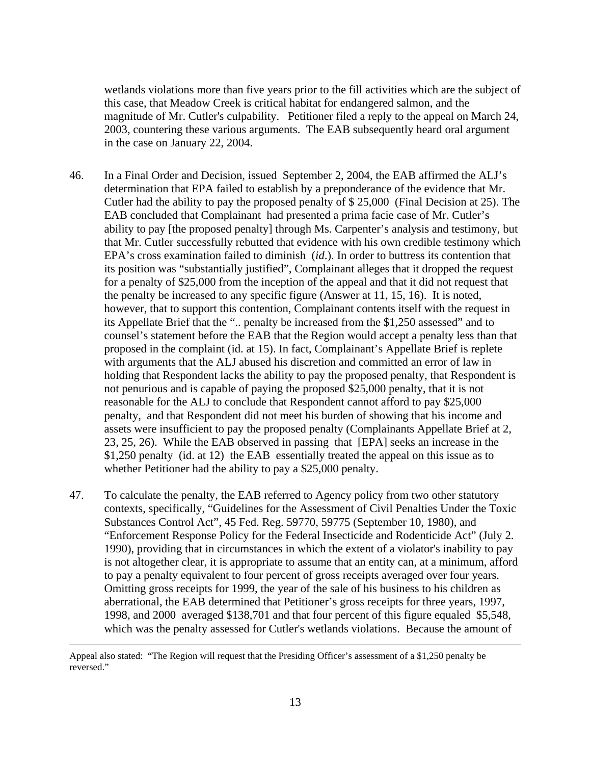wetlands violations more than five years prior to the fill activities which are the subject of this case, that Meadow Creek is critical habitat for endangered salmon, and the magnitude of Mr. Cutler's culpability. Petitioner filed a reply to the appeal on March 24, 2003, countering these various arguments. The EAB subsequently heard oral argument in the case on January 22, 2004.

46. In a Final Order and Decision, issued September 2, 2004, the EAB affirmed the ALJ's determination that EPA failed to establish by a preponderance of the evidence that Mr. Cutler had the ability to pay the proposed penalty of $ 25,000 (Final Decision at 25). The EAB concluded that Complainant had presented a prima facie case of Mr. Cutler's ability to pay [the proposed penalty] through Ms. Carpenter's analysis and testimony, but that Mr. Cutler successfully rebutted that evidence with his own credible testimony which EPA's cross examination failed to diminish (*id*.). In order to buttress its contention that its position was "substantially justified", Complainant alleges that it dropped the request for a penalty of $25,000 from the inception of the appeal and that it did not request that the penalty be increased to any specific figure (Answer at 11, 15, 16). It is noted, however, that to support this contention, Complainant contents itself with the request in its Appellate Brief that the ".. penalty be increased from the $1,250 assessed" and to counsel's statement before the EAB that the Region would accept a penalty less than that proposed in the complaint (id. at 15). In fact, Complainant's Appellate Brief is replete with arguments that the ALJ abused his discretion and committed an error of law in holding that Respondent lacks the ability to pay the proposed penalty, that Respondent is not penurious and is capable of paying the proposed $25,000 penalty, that it is not reasonable for the ALJ to conclude that Respondent cannot afford to pay $25,000 penalty, and that Respondent did not meet his burden of showing that his income and assets were insufficient to pay the proposed penalty (Complainants Appellate Brief at 2, 23, 25, 26). While the EAB observed in passing that [EPA] seeks an increase in the $1,250 penalty (id. at 12) the EAB essentially treated the appeal on this issue as to whether Petitioner had the ability to pay a $25,000 penalty.

47. To calculate the penalty, the EAB referred to Agency policy from two other statutory contexts, specifically, "Guidelines for the Assessment of Civil Penalties Under the Toxic Substances Control Act", 45 Fed. Reg. 59770, 59775 (September 10, 1980), and "Enforcement Response Policy for the Federal Insecticide and Rodenticide Act" (July 2. 1990), providing that in circumstances in which the extent of a violator's inability to pay is not altogether clear, it is appropriate to assume that an entity can, at a minimum, afford to pay a penalty equivalent to four percent of gross receipts averaged over four years. Omitting gross receipts for 1999, the year of the sale of his business to his children as aberrational, the EAB determined that Petitioner's gross receipts for three years, 1997, 1998, and 2000 averaged $138,701 and that four percent of this figure equaled $5,548, which was the penalty assessed for Cutler's wetlands violations. Because the amount of

---

Appeal also stated: "The Region will request that the Presiding Officer's assessment of a $1,250 penalty be reversed."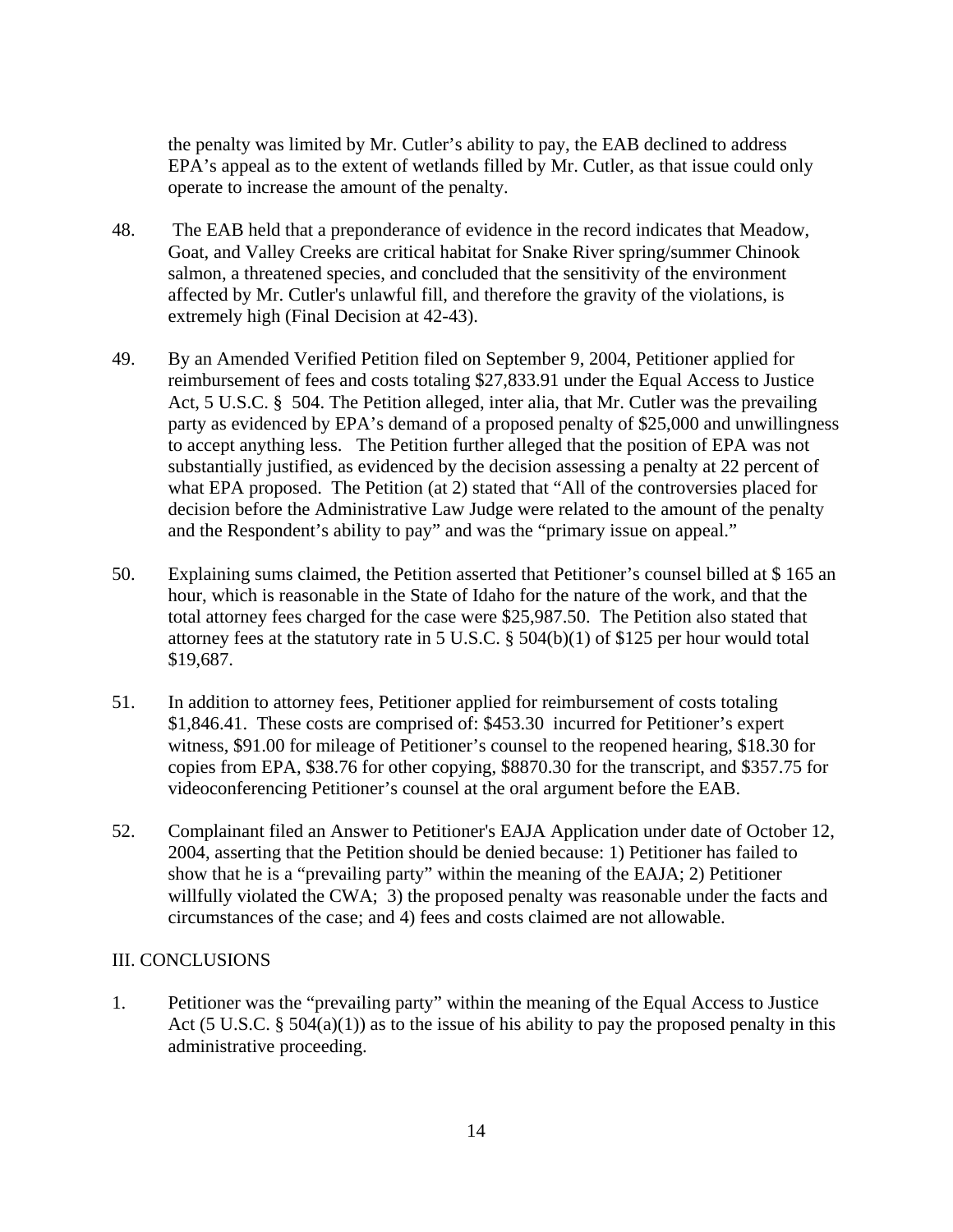the penalty was limited by Mr. Cutler's ability to pay, the EAB declined to address EPA's appeal as to the extent of wetlands filled by Mr. Cutler, as that issue could only operate to increase the amount of the penalty.

48. The EAB held that a preponderance of evidence in the record indicates that Meadow, Goat, and Valley Creeks are critical habitat for Snake River spring/summer Chinook salmon, a threatened species, and concluded that the sensitivity of the environment affected by Mr. Cutler's unlawful fill, and therefore the gravity of the violations, is extremely high (Final Decision at 42-43).

49. By an Amended Verified Petition filed on September 9, 2004, Petitioner applied for reimbursement of fees and costs totaling $27,833.91 under the Equal Access to Justice Act, 5 U.S.C. § 504. The Petition alleged, inter alia, that Mr. Cutler was the prevailing party as evidenced by EPA's demand of a proposed penalty of $25,000 and unwillingness to accept anything less. The Petition further alleged that the position of EPA was not substantially justified, as evidenced by the decision assessing a penalty at 22 percent of what EPA proposed. The Petition (at 2) stated that "All of the controversies placed for decision before the Administrative Law Judge were related to the amount of the penalty and the Respondent's ability to pay" and was the "primary issue on appeal."

50. Explaining sums claimed, the Petition asserted that Petitioner's counsel billed at $ 165 an hour, which is reasonable in the State of Idaho for the nature of the work, and that the total attorney fees charged for the case were $25,987.50. The Petition also stated that attorney fees at the statutory rate in 5 U.S.C. § 504(b)(1) of $125 per hour would total $19,687.

51. In addition to attorney fees, Petitioner applied for reimbursement of costs totaling $1,846.41. These costs are comprised of: $453.30 incurred for Petitioner's expert witness, $91.00 for mileage of Petitioner's counsel to the reopened hearing, $18.30 for copies from EPA, $38.76 for other copying, $8870.30 for the transcript, and $357.75 for videoconferencing Petitioner's counsel at the oral argument before the EAB.

52. Complainant filed an Answer to Petitioner's EAJA Application under date of October 12, 2004, asserting that the Petition should be denied because: 1) Petitioner has failed to show that he is a "prevailing party" within the meaning of the EAJA; 2) Petitioner willfully violated the CWA; 3) the proposed penalty was reasonable under the facts and circumstances of the case; and 4) fees and costs claimed are not allowable.

## III. CONCLUSIONS

1. Petitioner was the "prevailing party" within the meaning of the Equal Access to Justice Act (5 U.S.C. § 504(a)(1)) as to the issue of his ability to pay the proposed penalty in this administrative proceeding.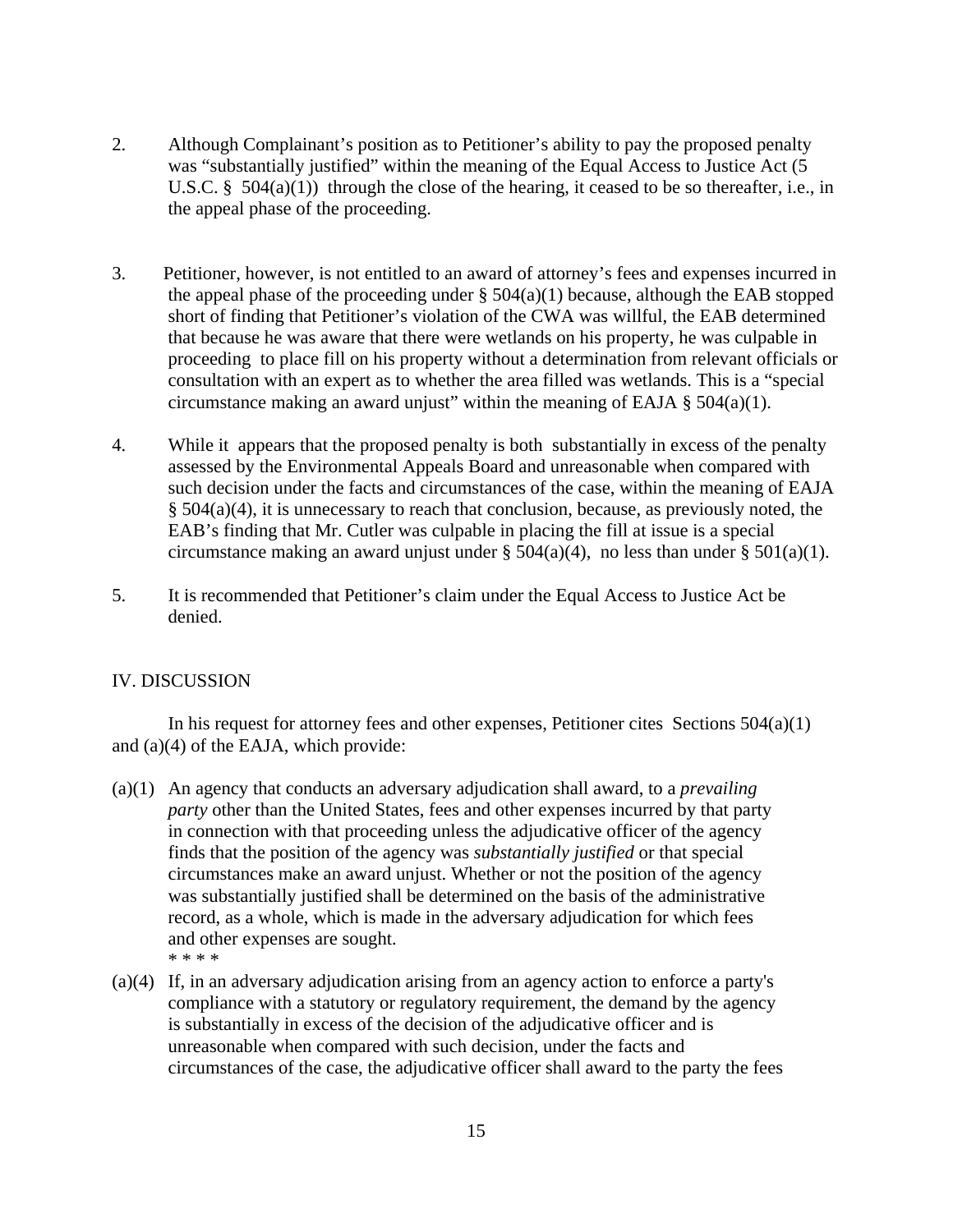2. Although Complainant's position as to Petitioner's ability to pay the proposed penalty was "substantially justified" within the meaning of the Equal Access to Justice Act (5 U.S.C. § 504(a)(1)) through the close of the hearing, it ceased to be so thereafter, i.e., in the appeal phase of the proceeding.

3. Petitioner, however, is not entitled to an award of attorney's fees and expenses incurred in the appeal phase of the proceeding under § 504(a)(1) because, although the EAB stopped short of finding that Petitioner's violation of the CWA was willful, the EAB determined that because he was aware that there were wetlands on his property, he was culpable in proceeding to place fill on his property without a determination from relevant officials or consultation with an expert as to whether the area filled was wetlands. This is a "special circumstance making an award unjust" within the meaning of EAJA § 504(a)(1).

4. While it appears that the proposed penalty is both substantially in excess of the penalty assessed by the Environmental Appeals Board and unreasonable when compared with such decision under the facts and circumstances of the case, within the meaning of EAJA § 504(a)(4), it is unnecessary to reach that conclusion, because, as previously noted, the EAB's finding that Mr. Cutler was culpable in placing the fill at issue is a special circumstance making an award unjust under § 504(a)(4), no less than under § 501(a)(1).

5. It is recommended that Petitioner's claim under the Equal Access to Justice Act be denied.

## IV. DISCUSSION

In his request for attorney fees and other expenses, Petitioner cites Sections 504(a)(1) and (a)(4) of the EAJA, which provide:

(a)(1) An agency that conducts an adversary adjudication shall award, to a *prevailing party* other than the United States, fees and other expenses incurred by that party in connection with that proceeding unless the adjudicative officer of the agency finds that the position of the agency was *substantially justified* or that special circumstances make an award unjust. Whether or not the position of the agency was substantially justified shall be determined on the basis of the administrative record, as a whole, which is made in the adversary adjudication for which fees and other expenses are sought.

* * * *

(a)(4) If, in an adversary adjudication arising from an agency action to enforce a party's compliance with a statutory or regulatory requirement, the demand by the agency is substantially in excess of the decision of the adjudicative officer and is unreasonable when compared with such decision, under the facts and circumstances of the case, the adjudicative officer shall award to the party the fees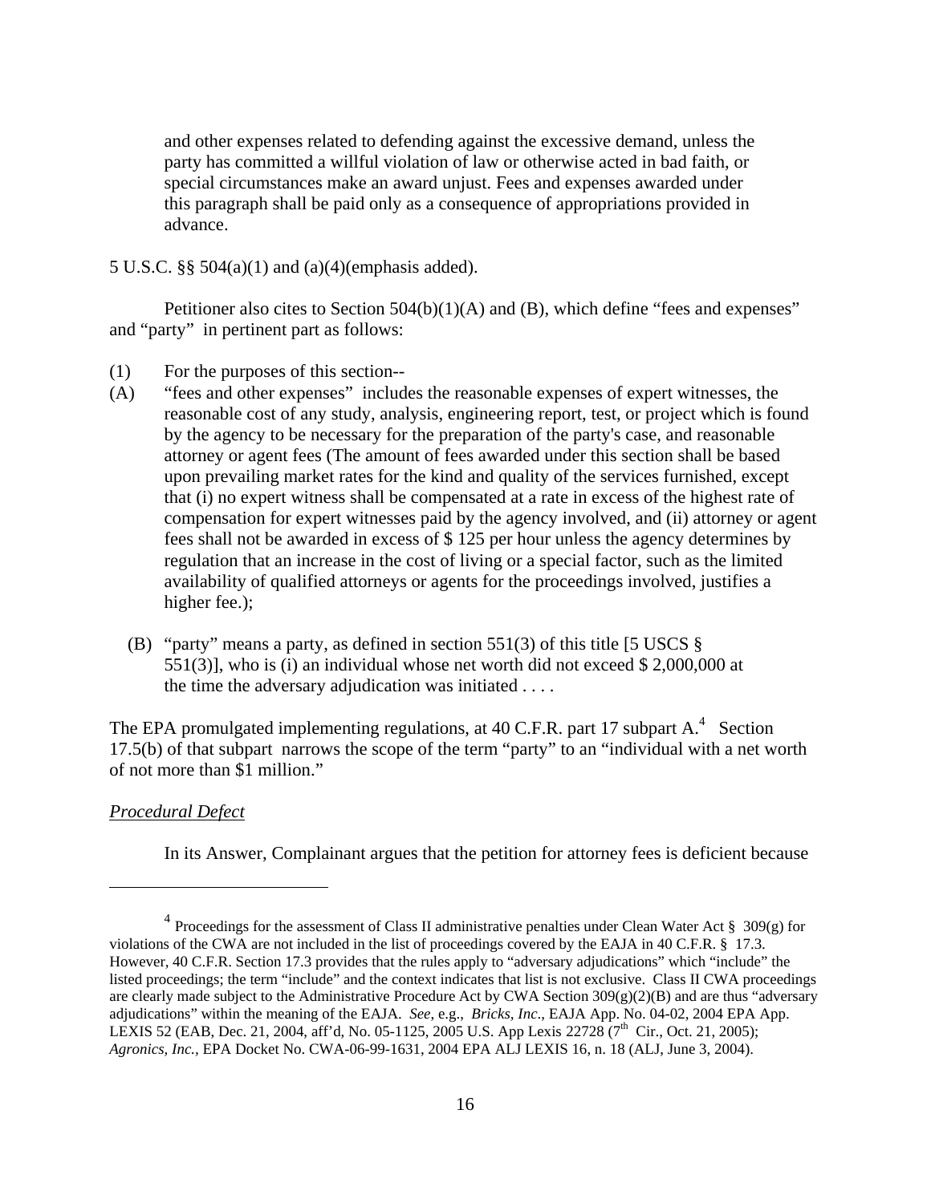> and other expenses related to defending against the excessive demand, unless the party has committed a willful violation of law or otherwise acted in bad faith, or special circumstances make an award unjust. Fees and expenses awarded under this paragraph shall be paid only as a consequence of appropriations provided in advance.

5 U.S.C. §§ 504(a)(1) and (a)(4)(emphasis added).

Petitioner also cites to Section 504(b)(1)(A) and (B), which define "fees and expenses" and "party" in pertinent part as follows:

(1) For the purposes of this section--

(A) "fees and other expenses" includes the reasonable expenses of expert witnesses, the reasonable cost of any study, analysis, engineering report, test, or project which is found by the agency to be necessary for the preparation of the party's case, and reasonable attorney or agent fees (The amount of fees awarded under this section shall be based upon prevailing market rates for the kind and quality of the services furnished, except that (i) no expert witness shall be compensated at a rate in excess of the highest rate of compensation for expert witnesses paid by the agency involved, and (ii) attorney or agent fees shall not be awarded in excess of $ 125 per hour unless the agency determines by regulation that an increase in the cost of living or a special factor, such as the limited availability of qualified attorneys or agents for the proceedings involved, justifies a higher fee.);

(B) "party" means a party, as defined in section 551(3) of this title [5 USCS § 551(3)], who is (i) an individual whose net worth did not exceed $ 2,000,000 at the time the adversary adjudication was initiated . . . .

The EPA promulgated implementing regulations, at 40 C.F.R. part 17 subpart A.[4] Section 17.5(b) of that subpart narrows the scope of the term "party" to an "individual with a net worth of not more than $1 million."

*Procedural Defect*

In its Answer, Complainant argues that the petition for attorney fees is deficient because

---

[4] Proceedings for the assessment of Class II administrative penalties under Clean Water Act § 309(g) for violations of the CWA are not included in the list of proceedings covered by the EAJA in 40 C.F.R. § 17.3. However, 40 C.F.R. Section 17.3 provides that the rules apply to "adversary adjudications" which "include" the listed proceedings; the term "include" and the context indicates that list is not exclusive. Class II CWA proceedings are clearly made subject to the Administrative Procedure Act by CWA Section 309(g)(2)(B) and are thus "adversary adjudications" within the meaning of the EAJA. *See*, e.g., *Bricks, Inc*., EAJA App. No. 04-02, 2004 EPA App. LEXIS 52 (EAB, Dec. 21, 2004, aff'd, No. 05-1125, 2005 U.S. App Lexis 22728 (7th Cir., Oct. 21, 2005); *Agronics, Inc.,* EPA Docket No. CWA-06-99-1631, 2004 EPA ALJ LEXIS 16, n. 18 (ALJ, June 3, 2004).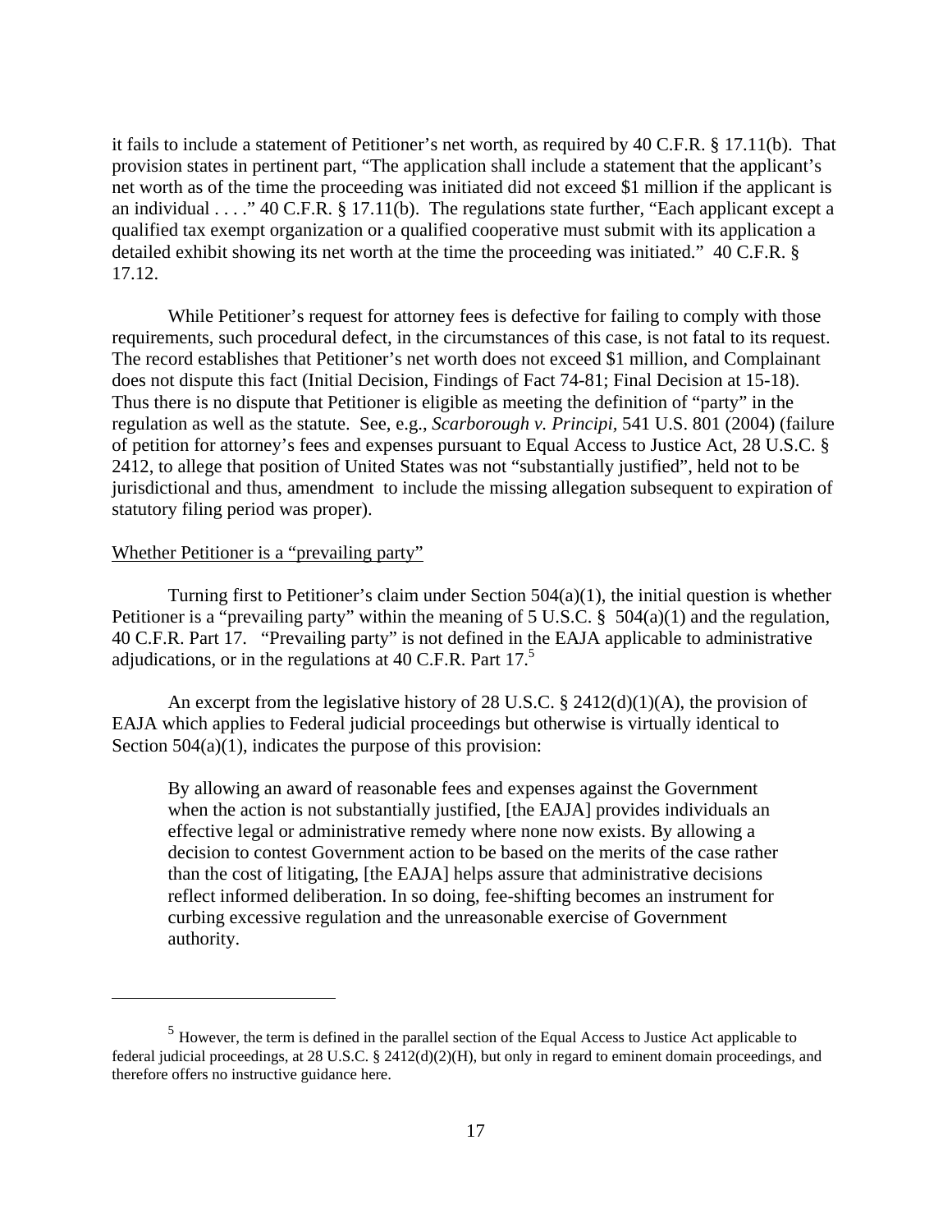it fails to include a statement of Petitioner's net worth, as required by 40 C.F.R. § 17.11(b). That provision states in pertinent part, "The application shall include a statement that the applicant's net worth as of the time the proceeding was initiated did not exceed $1 million if the applicant is an individual . . . ." 40 C.F.R. § 17.11(b). The regulations state further, "Each applicant except a qualified tax exempt organization or a qualified cooperative must submit with its application a detailed exhibit showing its net worth at the time the proceeding was initiated." 40 C.F.R. § 17.12.

While Petitioner's request for attorney fees is defective for failing to comply with those requirements, such procedural defect, in the circumstances of this case, is not fatal to its request. The record establishes that Petitioner's net worth does not exceed $1 million, and Complainant does not dispute this fact (Initial Decision, Findings of Fact 74-81; Final Decision at 15-18). Thus there is no dispute that Petitioner is eligible as meeting the definition of "party" in the regulation as well as the statute. See, e.g., *Scarborough v. Principi*, 541 U.S. 801 (2004) (failure of petition for attorney's fees and expenses pursuant to Equal Access to Justice Act, 28 U.S.C. § 2412, to allege that position of United States was not "substantially justified", held not to be jurisdictional and thus, amendment to include the missing allegation subsequent to expiration of statutory filing period was proper).

<u>Whether Petitioner is a "prevailing party"</u>

Turning first to Petitioner's claim under Section 504(a)(1), the initial question is whether Petitioner is a "prevailing party" within the meaning of 5 U.S.C. § 504(a)(1) and the regulation, 40 C.F.R. Part 17. "Prevailing party" is not defined in the EAJA applicable to administrative adjudications, or in the regulations at 40 C.F.R. Part 17.[5]

An excerpt from the legislative history of 28 U.S.C. § 2412(d)(1)(A), the provision of EAJA which applies to Federal judicial proceedings but otherwise is virtually identical to Section 504(a)(1), indicates the purpose of this provision:

> By allowing an award of reasonable fees and expenses against the Government when the action is not substantially justified, [the EAJA] provides individuals an effective legal or administrative remedy where none now exists. By allowing a decision to contest Government action to be based on the merits of the case rather than the cost of litigating, [the EAJA] helps assure that administrative decisions reflect informed deliberation. In so doing, fee-shifting becomes an instrument for curbing excessive regulation and the unreasonable exercise of Government authority.

---

[5] However, the term is defined in the parallel section of the Equal Access to Justice Act applicable to federal judicial proceedings, at 28 U.S.C. § 2412(d)(2)(H), but only in regard to eminent domain proceedings, and therefore offers no instructive guidance here.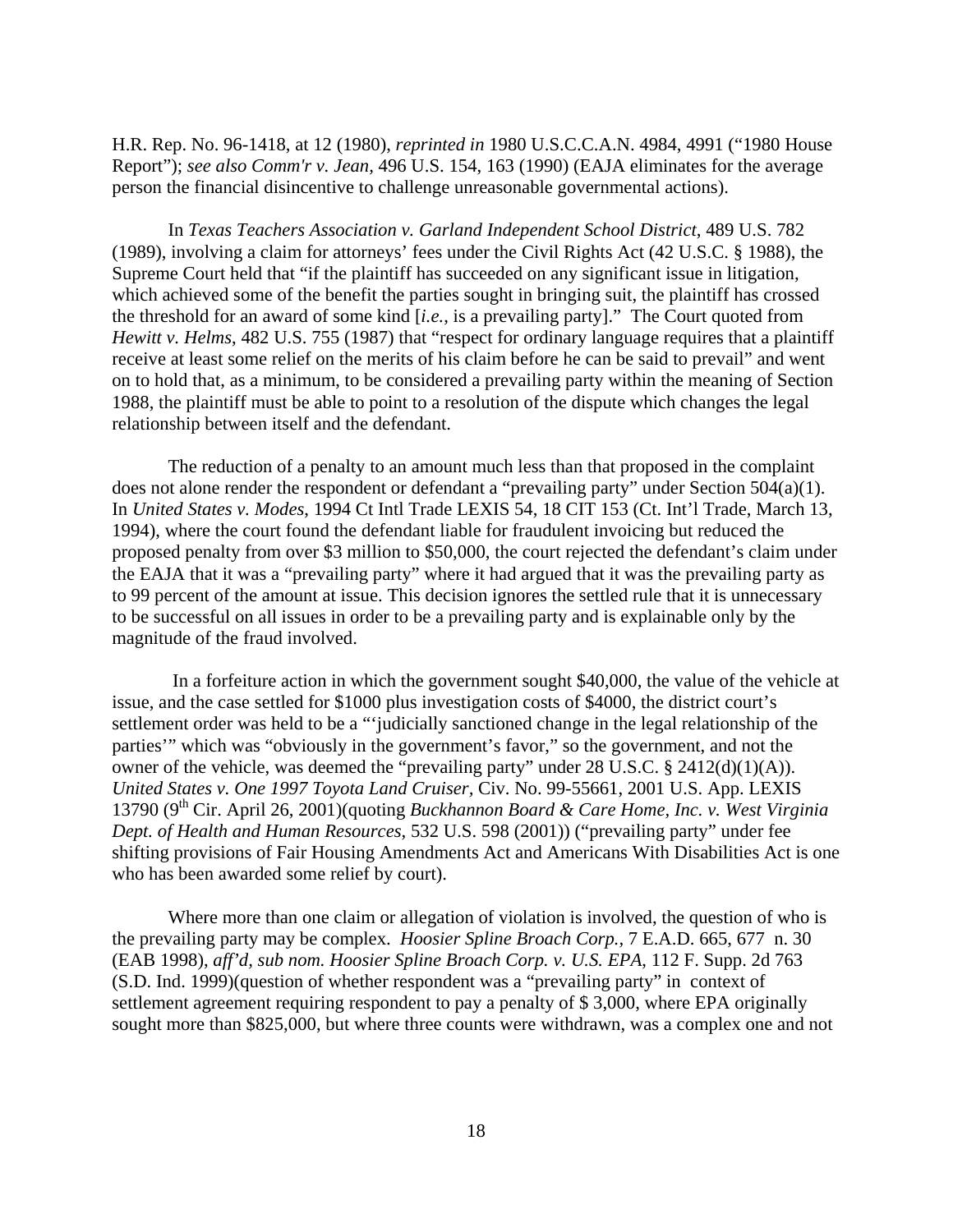H.R. Rep. No. 96-1418, at 12 (1980), *reprinted in* 1980 U.S.C.C.A.N. 4984, 4991 ("1980 House Report"); *see also Comm'r v. Jean*, 496 U.S. 154, 163 (1990) (EAJA eliminates for the average person the financial disincentive to challenge unreasonable governmental actions).

In *Texas Teachers Association v. Garland Independent School District*, 489 U.S. 782 (1989), involving a claim for attorneys' fees under the Civil Rights Act (42 U.S.C. § 1988), the Supreme Court held that "if the plaintiff has succeeded on any significant issue in litigation, which achieved some of the benefit the parties sought in bringing suit, the plaintiff has crossed the threshold for an award of some kind [*i.e.*, is a prevailing party]." The Court quoted from *Hewitt v. Helms*, 482 U.S. 755 (1987) that "respect for ordinary language requires that a plaintiff receive at least some relief on the merits of his claim before he can be said to prevail" and went on to hold that, as a minimum, to be considered a prevailing party within the meaning of Section 1988, the plaintiff must be able to point to a resolution of the dispute which changes the legal relationship between itself and the defendant.

The reduction of a penalty to an amount much less than that proposed in the complaint does not alone render the respondent or defendant a "prevailing party" under Section 504(a)(1). In *United States v. Modes*, 1994 Ct Intl Trade LEXIS 54, 18 CIT 153 (Ct. Int'l Trade, March 13, 1994), where the court found the defendant liable for fraudulent invoicing but reduced the proposed penalty from over $3 million to $50,000, the court rejected the defendant's claim under the EAJA that it was a "prevailing party" where it had argued that it was the prevailing party as to 99 percent of the amount at issue. This decision ignores the settled rule that it is unnecessary to be successful on all issues in order to be a prevailing party and is explainable only by the magnitude of the fraud involved.

In a forfeiture action in which the government sought $40,000, the value of the vehicle at issue, and the case settled for $1000 plus investigation costs of $4000, the district court's settlement order was held to be a "'judicially sanctioned change in the legal relationship of the parties'" which was "obviously in the government's favor," so the government, and not the owner of the vehicle, was deemed the "prevailing party" under 28 U.S.C. § 2412(d)(1)(A)). *United States v. One 1997 Toyota Land Cruiser*, Civ. No. 99-55661, 2001 U.S. App. LEXIS 13790 (9th Cir. April 26, 2001)(quoting *Buckhannon Board & Care Home, Inc. v. West Virginia Dept. of Health and Human Resources*, 532 U.S. 598 (2001)) ("prevailing party" under fee shifting provisions of Fair Housing Amendments Act and Americans With Disabilities Act is one who has been awarded some relief by court).

Where more than one claim or allegation of violation is involved, the question of who is the prevailing party may be complex. *Hoosier Spline Broach Corp.*, 7 E.A.D. 665, 677 n. 30 (EAB 1998), *aff'd, sub nom. Hoosier Spline Broach Corp. v. U.S. EPA*, 112 F. Supp. 2d 763 (S.D. Ind. 1999)(question of whether respondent was a "prevailing party" in context of settlement agreement requiring respondent to pay a penalty of $ 3,000, where EPA originally sought more than $825,000, but where three counts were withdrawn, was a complex one and not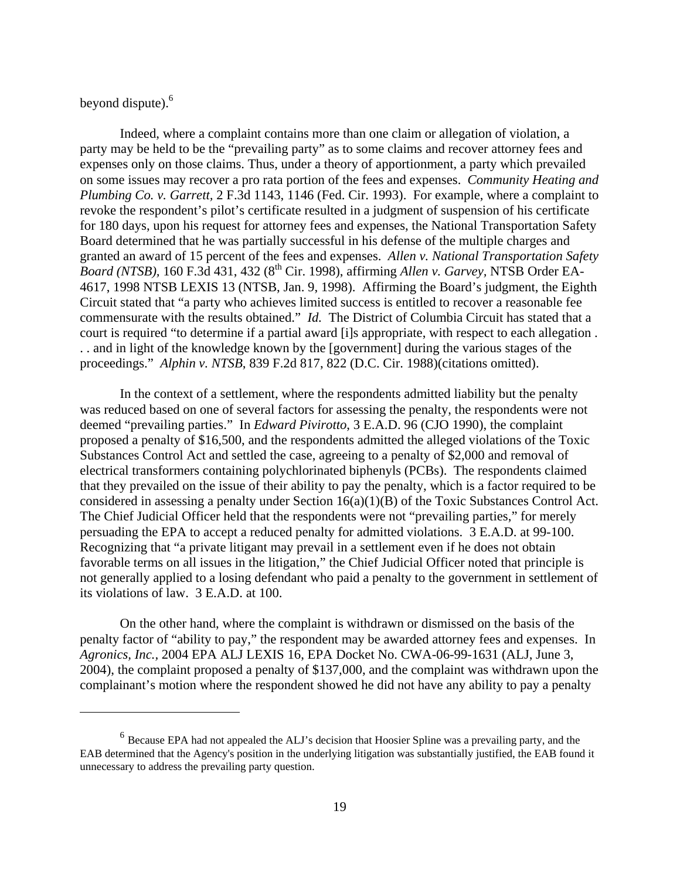beyond dispute).[6]

Indeed, where a complaint contains more than one claim or allegation of violation, a party may be held to be the "prevailing party" as to some claims and recover attorney fees and expenses only on those claims. Thus, under a theory of apportionment, a party which prevailed on some issues may recover a pro rata portion of the fees and expenses. *Community Heating and Plumbing Co. v. Garrett*, 2 F.3d 1143, 1146 (Fed. Cir. 1993). For example, where a complaint to revoke the respondent's pilot's certificate resulted in a judgment of suspension of his certificate for 180 days, upon his request for attorney fees and expenses, the National Transportation Safety Board determined that he was partially successful in his defense of the multiple charges and granted an award of 15 percent of the fees and expenses. *Allen v. National Transportation Safety Board (NTSB)*, 160 F.3d 431, 432 (8th Cir. 1998), affirming *Allen v. Garvey*, NTSB Order EA-4617, 1998 NTSB LEXIS 13 (NTSB, Jan. 9, 1998). Affirming the Board's judgment, the Eighth Circuit stated that "a party who achieves limited success is entitled to recover a reasonable fee commensurate with the results obtained." *Id.* The District of Columbia Circuit has stated that a court is required "to determine if a partial award [i]s appropriate, with respect to each allegation . . . and in light of the knowledge known by the [government] during the various stages of the proceedings." *Alphin v. NTSB*, 839 F.2d 817, 822 (D.C. Cir. 1988)(citations omitted).

In the context of a settlement, where the respondents admitted liability but the penalty was reduced based on one of several factors for assessing the penalty, the respondents were not deemed "prevailing parties." In *Edward Pivirotto*, 3 E.A.D. 96 (CJO 1990), the complaint proposed a penalty of $16,500, and the respondents admitted the alleged violations of the Toxic Substances Control Act and settled the case, agreeing to a penalty of $2,000 and removal of electrical transformers containing polychlorinated biphenyls (PCBs). The respondents claimed that they prevailed on the issue of their ability to pay the penalty, which is a factor required to be considered in assessing a penalty under Section 16(a)(1)(B) of the Toxic Substances Control Act. The Chief Judicial Officer held that the respondents were not "prevailing parties," for merely persuading the EPA to accept a reduced penalty for admitted violations. 3 E.A.D. at 99-100. Recognizing that "a private litigant may prevail in a settlement even if he does not obtain favorable terms on all issues in the litigation," the Chief Judicial Officer noted that principle is not generally applied to a losing defendant who paid a penalty to the government in settlement of its violations of law. 3 E.A.D. at 100.

On the other hand, where the complaint is withdrawn or dismissed on the basis of the penalty factor of "ability to pay," the respondent may be awarded attorney fees and expenses. In *Agronics, Inc.*, 2004 EPA ALJ LEXIS 16, EPA Docket No. CWA-06-99-1631 (ALJ, June 3, 2004), the complaint proposed a penalty of $137,000, and the complaint was withdrawn upon the complainant's motion where the respondent showed he did not have any ability to pay a penalty

---

[6] Because EPA had not appealed the ALJ's decision that Hoosier Spline was a prevailing party, and the EAB determined that the Agency's position in the underlying litigation was substantially justified, the EAB found it unnecessary to address the prevailing party question.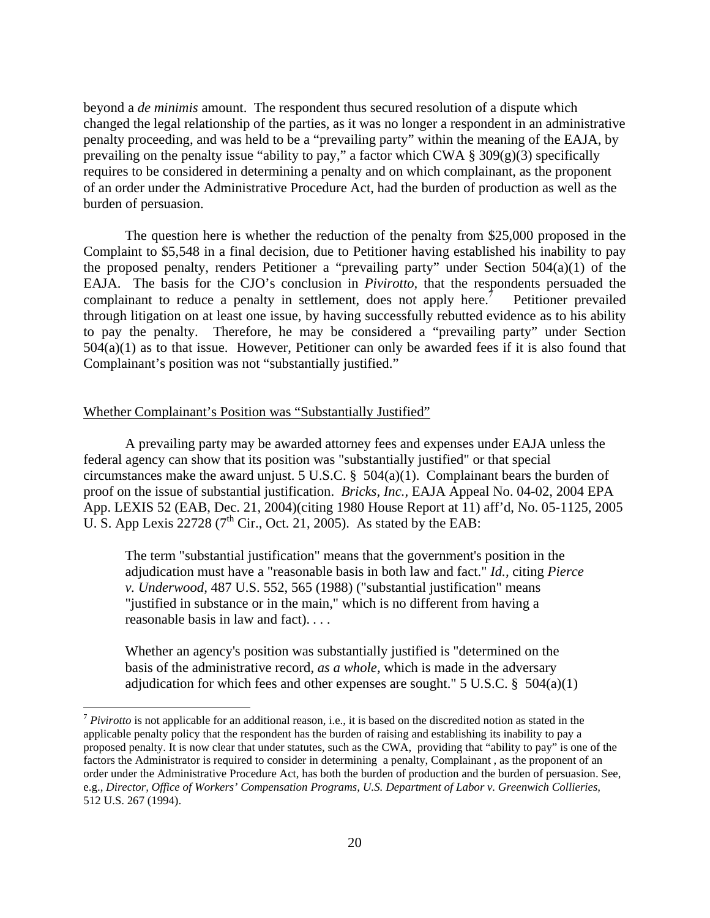beyond a *de minimis* amount. The respondent thus secured resolution of a dispute which changed the legal relationship of the parties, as it was no longer a respondent in an administrative penalty proceeding, and was held to be a "prevailing party" within the meaning of the EAJA, by prevailing on the penalty issue "ability to pay," a factor which CWA § 309(g)(3) specifically requires to be considered in determining a penalty and on which complainant, as the proponent of an order under the Administrative Procedure Act, had the burden of production as well as the burden of persuasion.

The question here is whether the reduction of the penalty from $25,000 proposed in the Complaint to $5,548 in a final decision, due to Petitioner having established his inability to pay the proposed penalty, renders Petitioner a "prevailing party" under Section 504(a)(1) of the EAJA. The basis for the CJO's conclusion in *Pivirotto*, that the respondents persuaded the complainant to reduce a penalty in settlement, does not apply here.[7] Petitioner prevailed through litigation on at least one issue, by having successfully rebutted evidence as to his ability to pay the penalty. Therefore, he may be considered a "prevailing party" under Section 504(a)(1) as to that issue. However, Petitioner can only be awarded fees if it is also found that Complainant's position was not "substantially justified."

Whether Complainant's Position was "Substantially Justified"

A prevailing party may be awarded attorney fees and expenses under EAJA unless the federal agency can show that its position was "substantially justified" or that special circumstances make the award unjust. 5 U.S.C. § 504(a)(1). Complainant bears the burden of proof on the issue of substantial justification. *Bricks, Inc.*, EAJA Appeal No. 04-02, 2004 EPA App. LEXIS 52 (EAB, Dec. 21, 2004)(citing 1980 House Report at 11) aff'd, No. 05-1125, 2005 U. S. App Lexis 22728 (7th Cir., Oct. 21, 2005). As stated by the EAB:

> The term "substantial justification" means that the government's position in the adjudication must have a "reasonable basis in both law and fact." *Id.*, citing *Pierce v. Underwood*, 487 U.S. 552, 565 (1988) ("substantial justification" means "justified in substance or in the main," which is no different from having a reasonable basis in law and fact). . . .
>
> Whether an agency's position was substantially justified is "determined on the basis of the administrative record, *as a whole,* which is made in the adversary adjudication for which fees and other expenses are sought." 5 U.S.C. § 504(a)(1)

[7] *Pivirotto* is not applicable for an additional reason, i.e., it is based on the discredited notion as stated in the applicable penalty policy that the respondent has the burden of raising and establishing its inability to pay a proposed penalty. It is now clear that under statutes, such as the CWA, providing that "ability to pay" is one of the factors the Administrator is required to consider in determining a penalty, Complainant , as the proponent of an order under the Administrative Procedure Act, has both the burden of production and the burden of persuasion. See, e.g., *Director, Office of Workers' Compensation Programs, U.S. Department of Labor v. Greenwich Collieries,* 512 U.S. 267 (1994).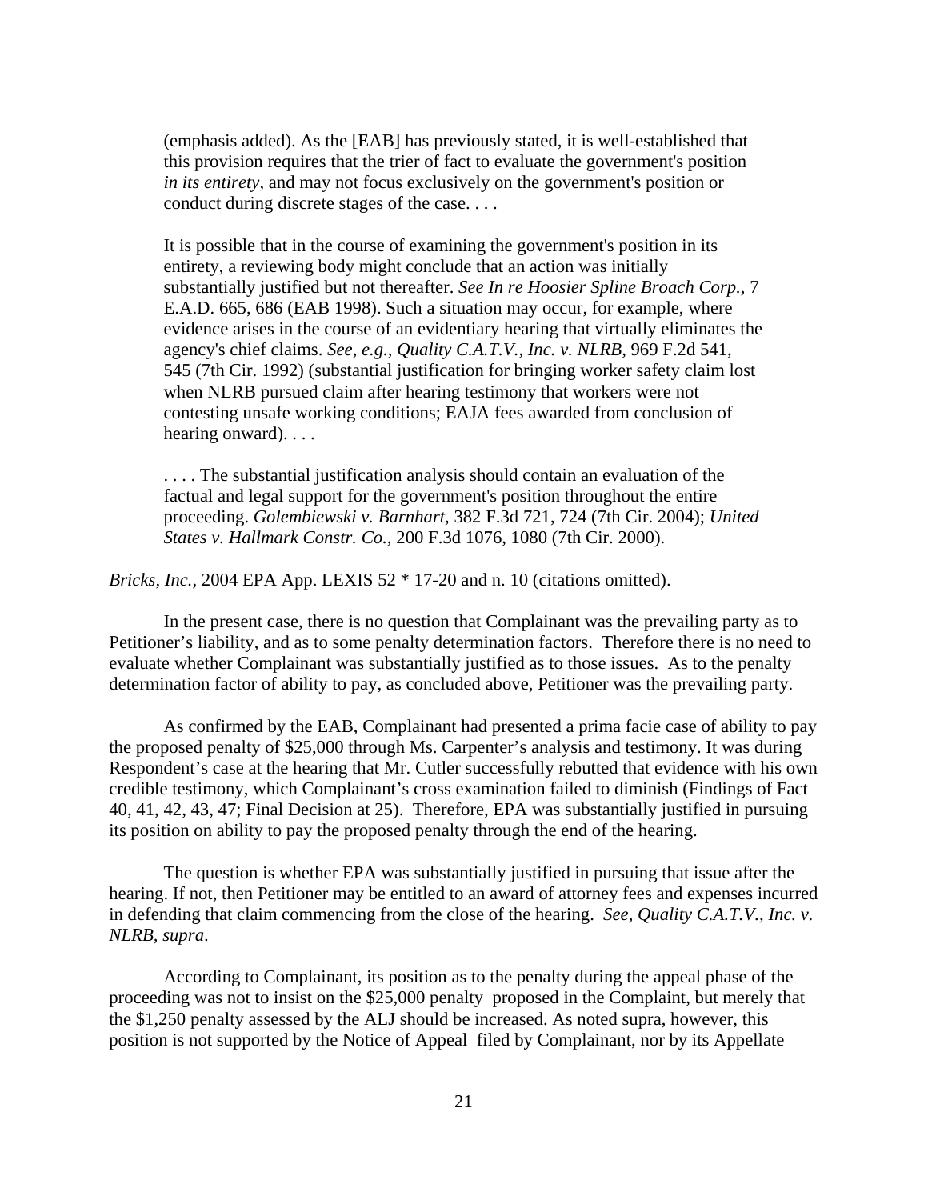> (emphasis added). As the [EAB] has previously stated, it is well-established that this provision requires that the trier of fact to evaluate the government's position *in its entirety*, and may not focus exclusively on the government's position or conduct during discrete stages of the case. . . .
>
> It is possible that in the course of examining the government's position in its entirety, a reviewing body might conclude that an action was initially substantially justified but not thereafter. *See In re Hoosier Spline Broach Corp.*, 7 E.A.D. 665, 686 (EAB 1998). Such a situation may occur, for example, where evidence arises in the course of an evidentiary hearing that virtually eliminates the agency's chief claims. *See, e.g., Quality C.A.T.V., Inc. v. NLRB*, 969 F.2d 541, 545 (7th Cir. 1992) (substantial justification for bringing worker safety claim lost when NLRB pursued claim after hearing testimony that workers were not contesting unsafe working conditions; EAJA fees awarded from conclusion of hearing onward). . . .
>
> . . . . The substantial justification analysis should contain an evaluation of the factual and legal support for the government's position throughout the entire proceeding. *Golembiewski v. Barnhart*, 382 F.3d 721, 724 (7th Cir. 2004); *United States v. Hallmark Constr. Co.*, 200 F.3d 1076, 1080 (7th Cir. 2000).

*Bricks, Inc.*, 2004 EPA App. LEXIS 52 * 17-20 and n. 10 (citations omitted).

In the present case, there is no question that Complainant was the prevailing party as to Petitioner's liability, and as to some penalty determination factors. Therefore there is no need to evaluate whether Complainant was substantially justified as to those issues. As to the penalty determination factor of ability to pay, as concluded above, Petitioner was the prevailing party.

As confirmed by the EAB, Complainant had presented a prima facie case of ability to pay the proposed penalty of $25,000 through Ms. Carpenter's analysis and testimony. It was during Respondent's case at the hearing that Mr. Cutler successfully rebutted that evidence with his own credible testimony, which Complainant's cross examination failed to diminish (Findings of Fact 40, 41, 42, 43, 47; Final Decision at 25). Therefore, EPA was substantially justified in pursuing its position on ability to pay the proposed penalty through the end of the hearing.

The question is whether EPA was substantially justified in pursuing that issue after the hearing. If not, then Petitioner may be entitled to an award of attorney fees and expenses incurred in defending that claim commencing from the close of the hearing. *See, Quality C.A.T.V., Inc. v. NLRB*, *supra*.

According to Complainant, its position as to the penalty during the appeal phase of the proceeding was not to insist on the $25,000 penalty proposed in the Complaint, but merely that the $1,250 penalty assessed by the ALJ should be increased. As noted supra, however, this position is not supported by the Notice of Appeal filed by Complainant, nor by its Appellate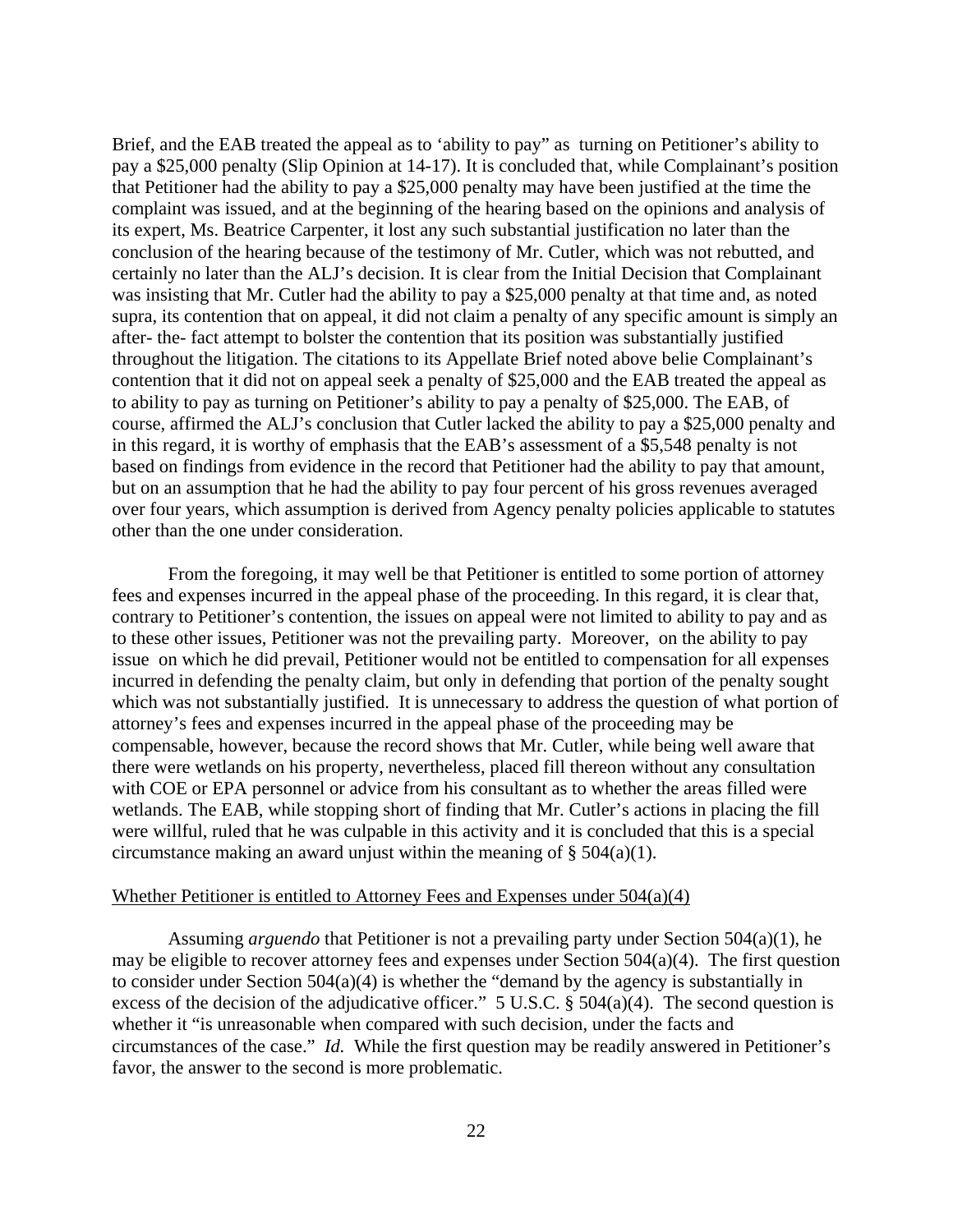Brief, and the EAB treated the appeal as to 'ability to pay" as turning on Petitioner's ability to pay a $25,000 penalty (Slip Opinion at 14-17). It is concluded that, while Complainant's position that Petitioner had the ability to pay a $25,000 penalty may have been justified at the time the complaint was issued, and at the beginning of the hearing based on the opinions and analysis of its expert, Ms. Beatrice Carpenter, it lost any such substantial justification no later than the conclusion of the hearing because of the testimony of Mr. Cutler, which was not rebutted, and certainly no later than the ALJ's decision. It is clear from the Initial Decision that Complainant was insisting that Mr. Cutler had the ability to pay a $25,000 penalty at that time and, as noted supra, its contention that on appeal, it did not claim a penalty of any specific amount is simply an after- the- fact attempt to bolster the contention that its position was substantially justified throughout the litigation. The citations to its Appellate Brief noted above belie Complainant's contention that it did not on appeal seek a penalty of $25,000 and the EAB treated the appeal as to ability to pay as turning on Petitioner's ability to pay a penalty of $25,000. The EAB, of course, affirmed the ALJ's conclusion that Cutler lacked the ability to pay a $25,000 penalty and in this regard, it is worthy of emphasis that the EAB's assessment of a $5,548 penalty is not based on findings from evidence in the record that Petitioner had the ability to pay that amount, but on an assumption that he had the ability to pay four percent of his gross revenues averaged over four years, which assumption is derived from Agency penalty policies applicable to statutes other than the one under consideration.

From the foregoing, it may well be that Petitioner is entitled to some portion of attorney fees and expenses incurred in the appeal phase of the proceeding. In this regard, it is clear that, contrary to Petitioner's contention, the issues on appeal were not limited to ability to pay and as to these other issues, Petitioner was not the prevailing party. Moreover, on the ability to pay issue on which he did prevail, Petitioner would not be entitled to compensation for all expenses incurred in defending the penalty claim, but only in defending that portion of the penalty sought which was not substantially justified. It is unnecessary to address the question of what portion of attorney's fees and expenses incurred in the appeal phase of the proceeding may be compensable, however, because the record shows that Mr. Cutler, while being well aware that there were wetlands on his property, nevertheless, placed fill thereon without any consultation with COE or EPA personnel or advice from his consultant as to whether the areas filled were wetlands. The EAB, while stopping short of finding that Mr. Cutler's actions in placing the fill were willful, ruled that he was culpable in this activity and it is concluded that this is a special circumstance making an award unjust within the meaning of § 504(a)(1).

<u>Whether Petitioner is entitled to Attorney Fees and Expenses under 504(a)(4)</u>

Assuming *arguendo* that Petitioner is not a prevailing party under Section 504(a)(1), he may be eligible to recover attorney fees and expenses under Section 504(a)(4). The first question to consider under Section 504(a)(4) is whether the "demand by the agency is substantially in excess of the decision of the adjudicative officer." 5 U.S.C. § 504(a)(4). The second question is whether it "is unreasonable when compared with such decision, under the facts and circumstances of the case." *Id.* While the first question may be readily answered in Petitioner's favor, the answer to the second is more problematic.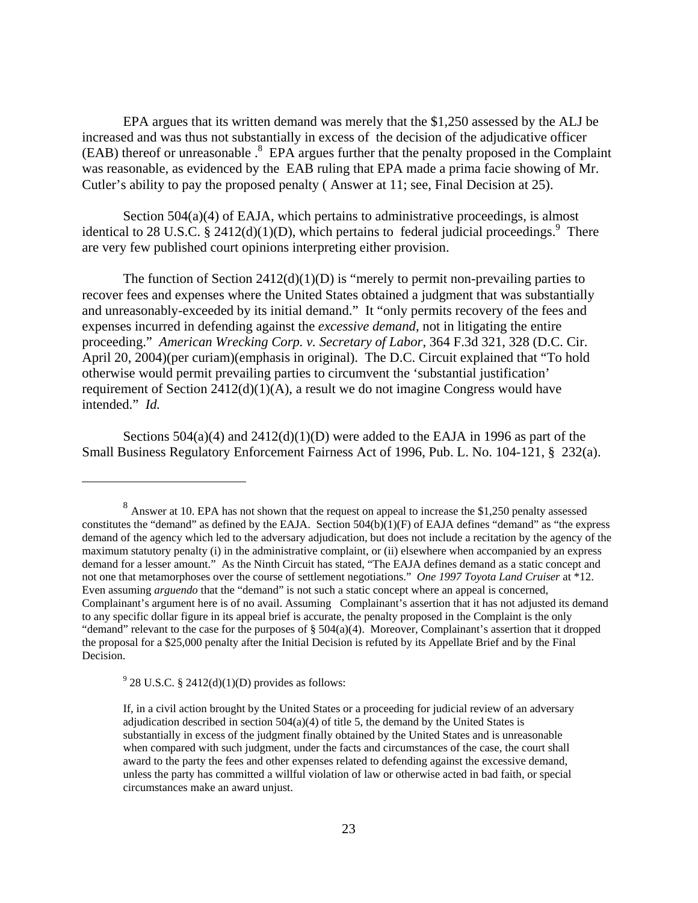EPA argues that its written demand was merely that the $1,250 assessed by the ALJ be increased and was thus not substantially in excess of the decision of the adjudicative officer (EAB) thereof or unreasonable .[8] EPA argues further that the penalty proposed in the Complaint was reasonable, as evidenced by the EAB ruling that EPA made a prima facie showing of Mr. Cutler's ability to pay the proposed penalty ( Answer at 11; see, Final Decision at 25).

Section 504(a)(4) of EAJA, which pertains to administrative proceedings, is almost identical to 28 U.S.C. § 2412(d)(1)(D), which pertains to federal judicial proceedings.[9] There are very few published court opinions interpreting either provision.

The function of Section 2412(d)(1)(D) is "merely to permit non-prevailing parties to recover fees and expenses where the United States obtained a judgment that was substantially and unreasonably-exceeded by its initial demand." It "only permits recovery of the fees and expenses incurred in defending against the *excessive demand*, not in litigating the entire proceeding." *American Wrecking Corp. v. Secretary of Labor*, 364 F.3d 321, 328 (D.C. Cir. April 20, 2004)(per curiam)(emphasis in original). The D.C. Circuit explained that "To hold otherwise would permit prevailing parties to circumvent the 'substantial justification' requirement of Section 2412(d)(1)(A), a result we do not imagine Congress would have intended." *Id.*

Sections 504(a)(4) and 2412(d)(1)(D) were added to the EAJA in 1996 as part of the Small Business Regulatory Enforcement Fairness Act of 1996, Pub. L. No. 104-121, § 232(a).

---

[8] Answer at 10. EPA has not shown that the request on appeal to increase the $1,250 penalty assessed constitutes the "demand" as defined by the EAJA. Section 504(b)(1)(F) of EAJA defines "demand" as "the express demand of the agency which led to the adversary adjudication, but does not include a recitation by the agency of the maximum statutory penalty (i) in the administrative complaint, or (ii) elsewhere when accompanied by an express demand for a lesser amount." As the Ninth Circuit has stated, "The EAJA defines demand as a static concept and not one that metamorphoses over the course of settlement negotiations." *One 1997 Toyota Land Cruiser* at *12. Even assuming *arguendo* that the "demand" is not such a static concept where an appeal is concerned, Complainant's argument here is of no avail. Assuming Complainant's assertion that it has not adjusted its demand to any specific dollar figure in its appeal brief is accurate, the penalty proposed in the Complaint is the only "demand" relevant to the case for the purposes of § 504(a)(4). Moreover, Complainant's assertion that it dropped the proposal for a $25,000 penalty after the Initial Decision is refuted by its Appellate Brief and by the Final Decision.

[9] 28 U.S.C. § 2412(d)(1)(D) provides as follows:

> If, in a civil action brought by the United States or a proceeding for judicial review of an adversary adjudication described in section 504(a)(4) of title 5, the demand by the United States is substantially in excess of the judgment finally obtained by the United States and is unreasonable when compared with such judgment, under the facts and circumstances of the case, the court shall award to the party the fees and other expenses related to defending against the excessive demand, unless the party has committed a willful violation of law or otherwise acted in bad faith, or special circumstances make an award unjust.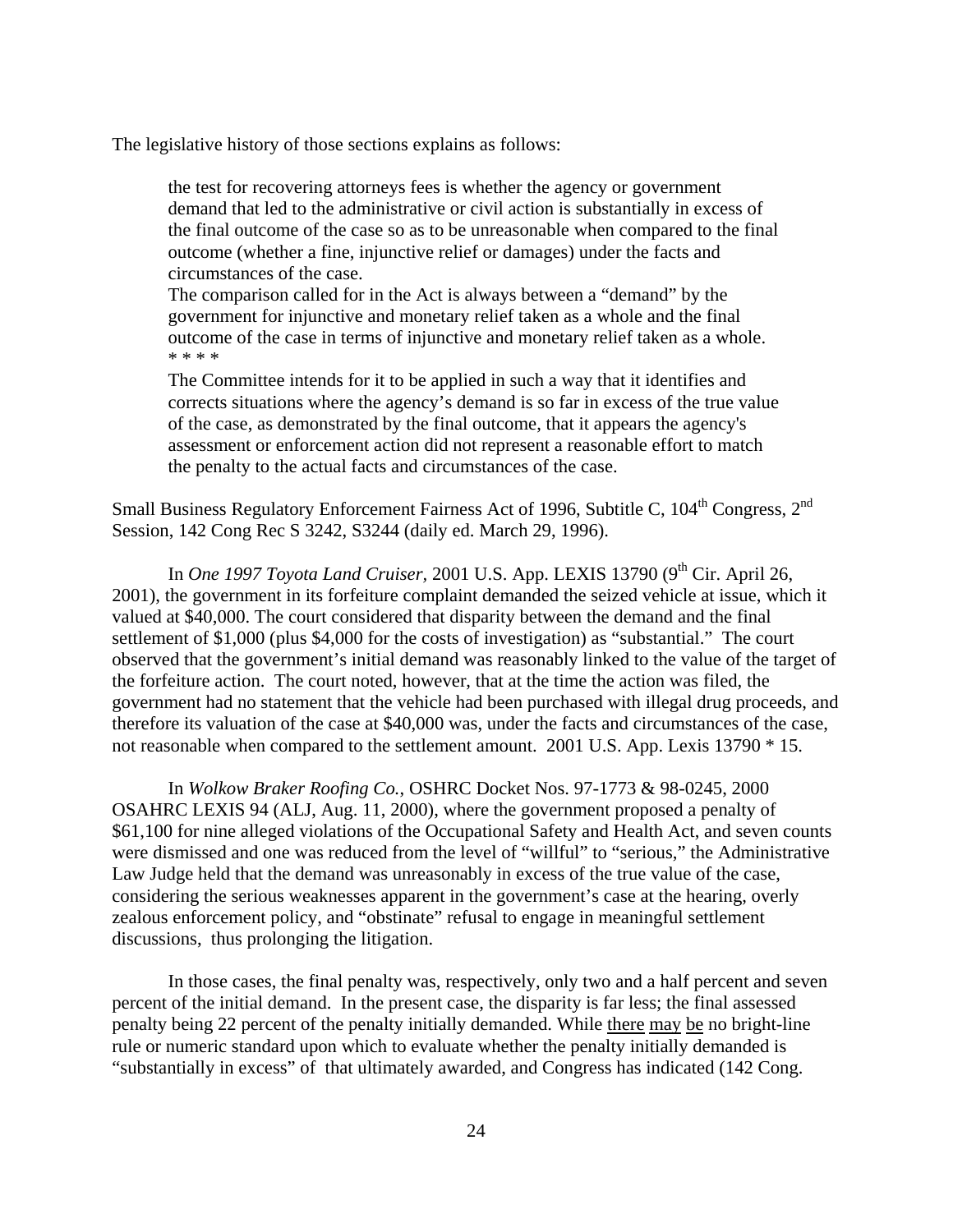The legislative history of those sections explains as follows:

> the test for recovering attorneys fees is whether the agency or government demand that led to the administrative or civil action is substantially in excess of the final outcome of the case so as to be unreasonable when compared to the final outcome (whether a fine, injunctive relief or damages) under the facts and circumstances of the case.
>
> The comparison called for in the Act is always between a "demand" by the government for injunctive and monetary relief taken as a whole and the final outcome of the case in terms of injunctive and monetary relief taken as a whole.
>
> * * * *
>
> The Committee intends for it to be applied in such a way that it identifies and corrects situations where the agency's demand is so far in excess of the true value of the case, as demonstrated by the final outcome, that it appears the agency's assessment or enforcement action did not represent a reasonable effort to match the penalty to the actual facts and circumstances of the case.

Small Business Regulatory Enforcement Fairness Act of 1996, Subtitle C, 104th Congress, 2nd Session, 142 Cong Rec S 3242, S3244 (daily ed. March 29, 1996).

In *One 1997 Toyota Land Cruiser*, 2001 U.S. App. LEXIS 13790 (9th Cir. April 26, 2001), the government in its forfeiture complaint demanded the seized vehicle at issue, which it valued at $40,000. The court considered that disparity between the demand and the final settlement of $1,000 (plus $4,000 for the costs of investigation) as "substantial." The court observed that the government's initial demand was reasonably linked to the value of the target of the forfeiture action. The court noted, however, that at the time the action was filed, the government had no statement that the vehicle had been purchased with illegal drug proceeds, and therefore its valuation of the case at $40,000 was, under the facts and circumstances of the case, not reasonable when compared to the settlement amount. 2001 U.S. App. Lexis 13790 * 15.

In *Wolkow Braker Roofing Co.*, OSHRC Docket Nos. 97-1773 & 98-0245, 2000 OSAHRC LEXIS 94 (ALJ, Aug. 11, 2000), where the government proposed a penalty of $61,100 for nine alleged violations of the Occupational Safety and Health Act, and seven counts were dismissed and one was reduced from the level of "willful" to "serious," the Administrative Law Judge held that the demand was unreasonably in excess of the true value of the case, considering the serious weaknesses apparent in the government's case at the hearing, overly zealous enforcement policy, and "obstinate" refusal to engage in meaningful settlement discussions, thus prolonging the litigation.

In those cases, the final penalty was, respectively, only two and a half percent and seven percent of the initial demand. In the present case, the disparity is far less; the final assessed penalty being 22 percent of the penalty initially demanded. While <u>there may be</u> no bright-line rule or numeric standard upon which to evaluate whether the penalty initially demanded is "substantially in excess" of that ultimately awarded, and Congress has indicated (142 Cong.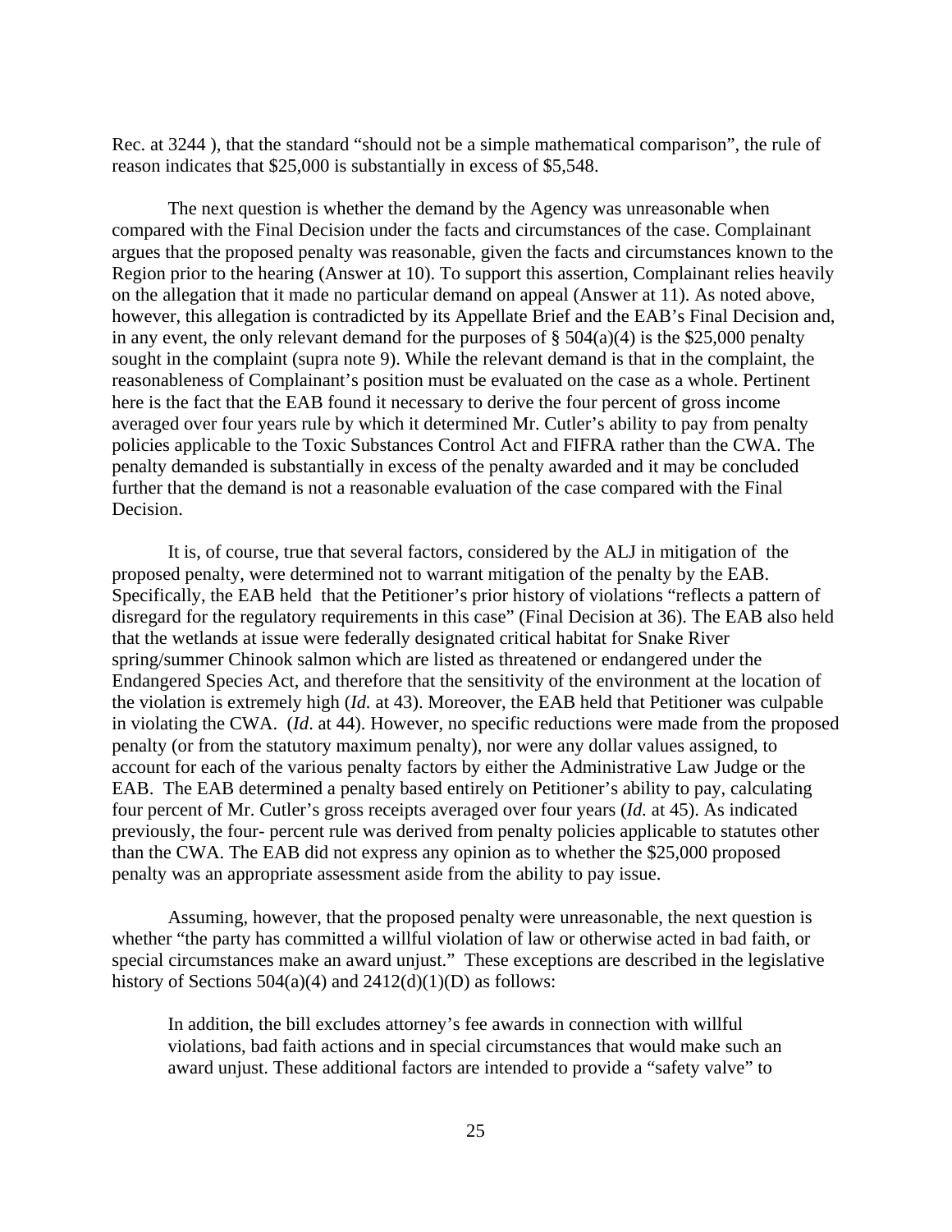Rec. at 3244 ), that the standard "should not be a simple mathematical comparison", the rule of reason indicates that $25,000 is substantially in excess of $5,548.

The next question is whether the demand by the Agency was unreasonable when compared with the Final Decision under the facts and circumstances of the case. Complainant argues that the proposed penalty was reasonable, given the facts and circumstances known to the Region prior to the hearing (Answer at 10). To support this assertion, Complainant relies heavily on the allegation that it made no particular demand on appeal (Answer at 11). As noted above, however, this allegation is contradicted by its Appellate Brief and the EAB's Final Decision and, in any event, the only relevant demand for the purposes of § 504(a)(4) is the $25,000 penalty sought in the complaint (supra note 9). While the relevant demand is that in the complaint, the reasonableness of Complainant's position must be evaluated on the case as a whole. Pertinent here is the fact that the EAB found it necessary to derive the four percent of gross income averaged over four years rule by which it determined Mr. Cutler's ability to pay from penalty policies applicable to the Toxic Substances Control Act and FIFRA rather than the CWA. The penalty demanded is substantially in excess of the penalty awarded and it may be concluded further that the demand is not a reasonable evaluation of the case compared with the Final Decision.

It is, of course, true that several factors, considered by the ALJ in mitigation of the proposed penalty, were determined not to warrant mitigation of the penalty by the EAB. Specifically, the EAB held that the Petitioner's prior history of violations "reflects a pattern of disregard for the regulatory requirements in this case" (Final Decision at 36). The EAB also held that the wetlands at issue were federally designated critical habitat for Snake River spring/summer Chinook salmon which are listed as threatened or endangered under the Endangered Species Act, and therefore that the sensitivity of the environment at the location of the violation is extremely high (*Id.* at 43). Moreover, the EAB held that Petitioner was culpable in violating the CWA. (*Id*. at 44). However, no specific reductions were made from the proposed penalty (or from the statutory maximum penalty), nor were any dollar values assigned, to account for each of the various penalty factors by either the Administrative Law Judge or the EAB. The EAB determined a penalty based entirely on Petitioner's ability to pay, calculating four percent of Mr. Cutler's gross receipts averaged over four years (*Id.* at 45). As indicated previously, the four- percent rule was derived from penalty policies applicable to statutes other than the CWA. The EAB did not express any opinion as to whether the $25,000 proposed penalty was an appropriate assessment aside from the ability to pay issue.

Assuming, however, that the proposed penalty were unreasonable, the next question is whether "the party has committed a willful violation of law or otherwise acted in bad faith, or special circumstances make an award unjust." These exceptions are described in the legislative history of Sections 504(a)(4) and 2412(d)(1)(D) as follows:

> In addition, the bill excludes attorney's fee awards in connection with willful violations, bad faith actions and in special circumstances that would make such an award unjust. These additional factors are intended to provide a "safety valve" to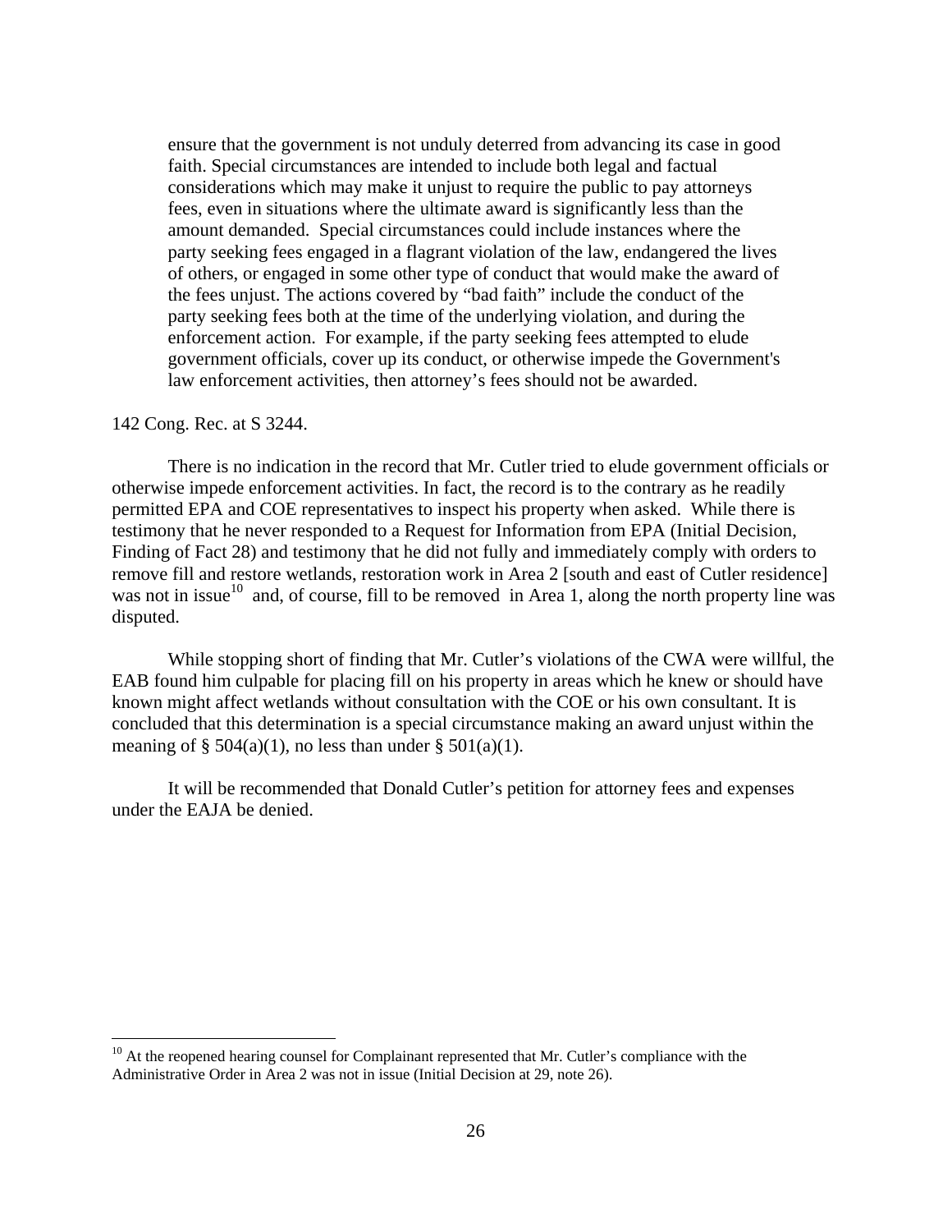> ensure that the government is not unduly deterred from advancing its case in good faith. Special circumstances are intended to include both legal and factual considerations which may make it unjust to require the public to pay attorneys fees, even in situations where the ultimate award is significantly less than the amount demanded. Special circumstances could include instances where the party seeking fees engaged in a flagrant violation of the law, endangered the lives of others, or engaged in some other type of conduct that would make the award of the fees unjust. The actions covered by "bad faith" include the conduct of the party seeking fees both at the time of the underlying violation, and during the enforcement action. For example, if the party seeking fees attempted to elude government officials, cover up its conduct, or otherwise impede the Government's law enforcement activities, then attorney's fees should not be awarded.

142 Cong. Rec. at S 3244.

There is no indication in the record that Mr. Cutler tried to elude government officials or otherwise impede enforcement activities. In fact, the record is to the contrary as he readily permitted EPA and COE representatives to inspect his property when asked. While there is testimony that he never responded to a Request for Information from EPA (Initial Decision, Finding of Fact 28) and testimony that he did not fully and immediately comply with orders to remove fill and restore wetlands, restoration work in Area 2 [south and east of Cutler residence] was not in issue[10] and, of course, fill to be removed in Area 1, along the north property line was disputed.

While stopping short of finding that Mr. Cutler's violations of the CWA were willful, the EAB found him culpable for placing fill on his property in areas which he knew or should have known might affect wetlands without consultation with the COE or his own consultant. It is concluded that this determination is a special circumstance making an award unjust within the meaning of § 504(a)(1), no less than under § 501(a)(1).

It will be recommended that Donald Cutler's petition for attorney fees and expenses under the EAJA be denied.

---

[10] At the reopened hearing counsel for Complainant represented that Mr. Cutler's compliance with the Administrative Order in Area 2 was not in issue (Initial Decision at 29, note 26).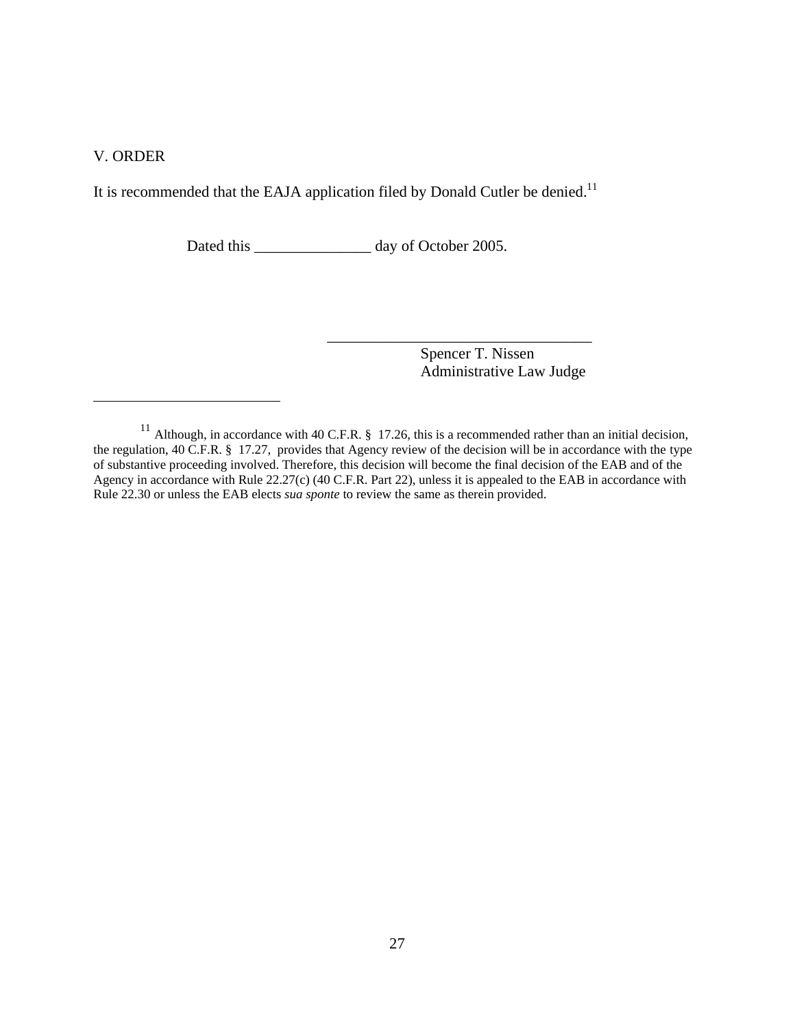## V. ORDER

It is recommended that the EAJA application filed by Donald Cutler be denied.[11]

Dated this _______________ day of October 2005.

___________________________________
Spencer T. Nissen
Administrative Law Judge

---

[11] Although, in accordance with 40 C.F.R. § 17.26, this is a recommended rather than an initial decision, the regulation, 40 C.F.R. § 17.27, provides that Agency review of the decision will be in accordance with the type of substantive proceeding involved. Therefore, this decision will become the final decision of the EAB and of the Agency in accordance with Rule 22.27(c) (40 C.F.R. Part 22), unless it is appealed to the EAB in accordance with Rule 22.30 or unless the EAB elects *sua sponte* to review the same as therein provided.